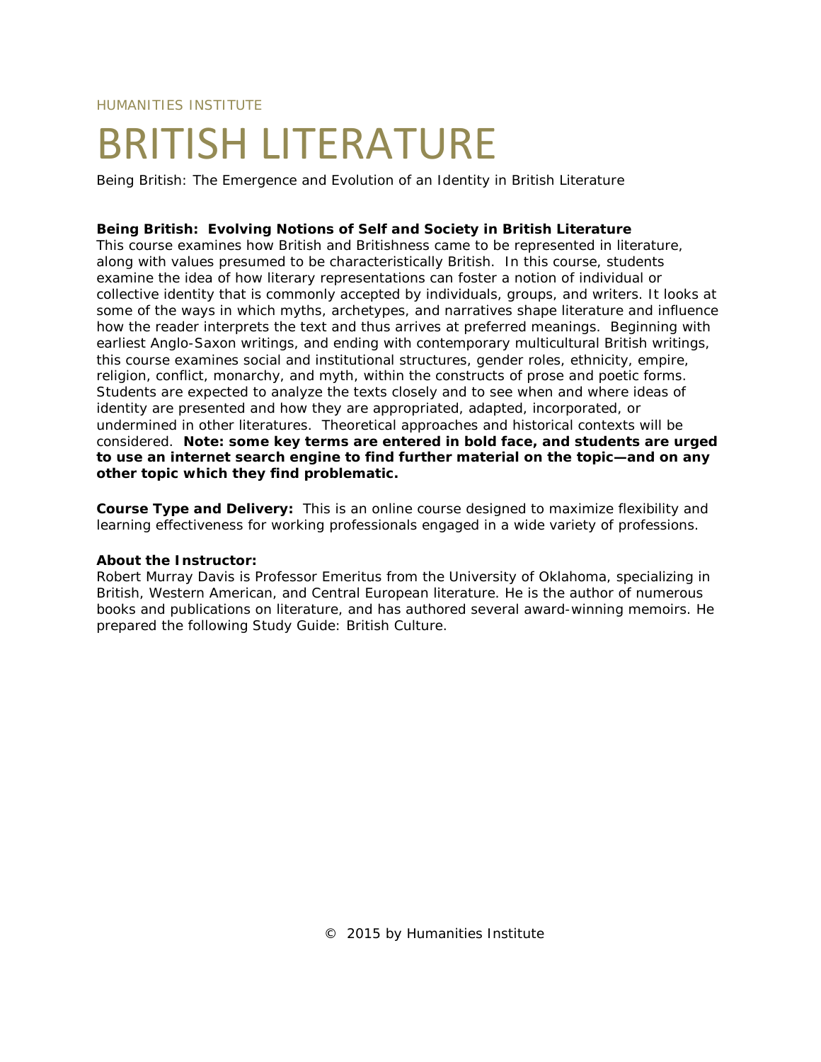HUMANITIES INSTITUTE

# BRITISH LITERATURE

Being British: The Emergence and Evolution of an Identity in British Literature

**Being British: Evolving Notions of Self and Society in British Literature**

This course examines how British and Britishness came to be represented in literature, along with values presumed to be characteristically British. In this course, students examine the idea of how literary representations can foster a notion of individual or collective identity that is commonly accepted by individuals, groups, and writers. It looks at some of the ways in which myths, archetypes, and narratives shape literature and influence how the reader interprets the text and thus arrives at preferred meanings. Beginning with earliest Anglo-Saxon writings, and ending with contemporary multicultural British writings, this course examines social and institutional structures, gender roles, ethnicity, empire, religion, conflict, monarchy, and myth, within the constructs of prose and poetic forms. Students are expected to analyze the texts closely and to see when and where ideas of identity are presented and how they are appropriated, adapted, incorporated, or undermined in other literatures. Theoretical approaches and historical contexts will be considered. **Note: some key terms are entered in bold face, and students are urged to use an internet search engine to find further material on the topic—and on any other topic which they find problematic.**

**Course Type and Delivery:** This is an online course designed to maximize flexibility and learning effectiveness for working professionals engaged in a wide variety of professions.

**About the Instructor:**

Robert Murray Davis is Professor Emeritus from the University of Oklahoma, specializing in British, Western American, and Central European literature. He is the author of numerous books and publications on literature, and has authored several award-winning memoirs. He prepared the following Study Guide: British Culture.

© 2015 by Humanities Institute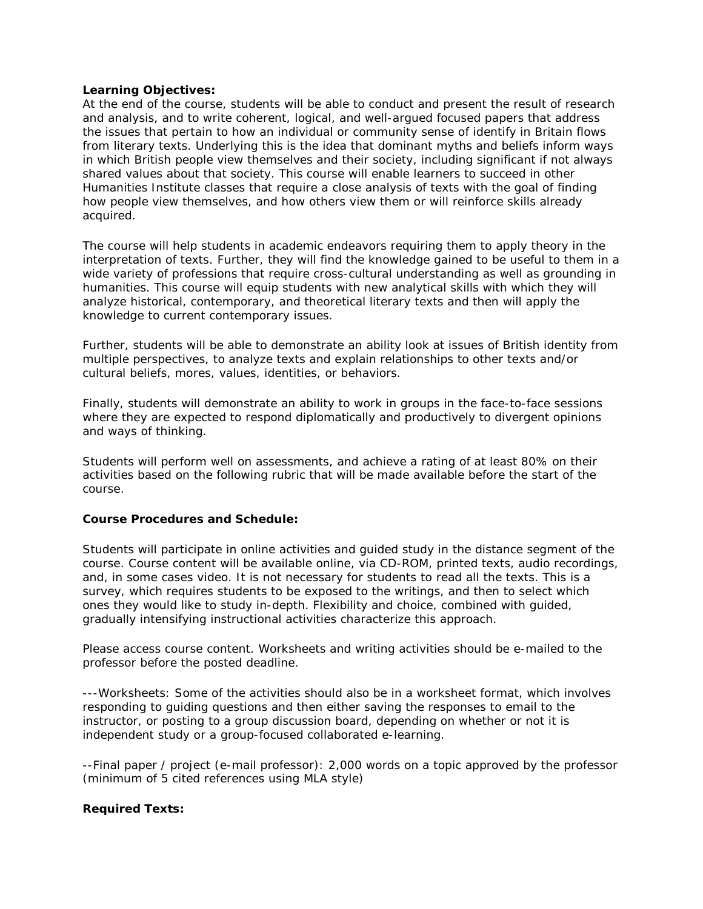**Learning Objectives:**
At the end of the course, students will be able to conduct and present the result of research and analysis, and to write coherent, logical, and well-argued focused papers that address the issues that pertain to how an individual or community sense of identify in Britain flows from literary texts. Underlying this is the idea that dominant myths and beliefs inform ways in which British people view themselves and their society, including significant if not always shared values about that society. This course will enable learners to succeed in other Humanities Institute classes that require a close analysis of texts with the goal of finding how people view themselves, and how others view them or will reinforce skills already acquired.

The course will help students in academic endeavors requiring them to apply theory in the interpretation of texts. Further, they will find the knowledge gained to be useful to them in a wide variety of professions that require cross-cultural understanding as well as grounding in humanities. This course will equip students with new analytical skills with which they will analyze historical, contemporary, and theoretical literary texts and then will apply the knowledge to current contemporary issues.

Further, students will be able to demonstrate an ability look at issues of British identity from multiple perspectives, to analyze texts and explain relationships to other texts and/or cultural beliefs, mores, values, identities, or behaviors.

Finally, students will demonstrate an ability to work in groups in the face-to-face sessions where they are expected to respond diplomatically and productively to divergent opinions and ways of thinking.

Students will perform well on assessments, and achieve a rating of at least 80% on their activities based on the following rubric that will be made available before the start of the course.

**Course Procedures and Schedule:**

Students will participate in online activities and guided study in the distance segment of the course. Course content will be available online, via CD-ROM, printed texts, audio recordings, and, in some cases video. It is not necessary for students to read all the texts. This is a survey, which requires students to be exposed to the writings, and then to select which ones they would like to study in-depth. Flexibility and choice, combined with guided, gradually intensifying instructional activities characterize this approach.

Please access course content. Worksheets and writing activities should be e-mailed to the professor before the posted deadline.

---Worksheets: Some of the activities should also be in a worksheet format, which involves responding to guiding questions and then either saving the responses to email to the instructor, or posting to a group discussion board, depending on whether or not it is independent study or a group-focused collaborated e-learning.

--Final paper / project (e-mail professor): 2,000 words on a topic approved by the professor (minimum of 5 cited references using MLA style)

**Required Texts:**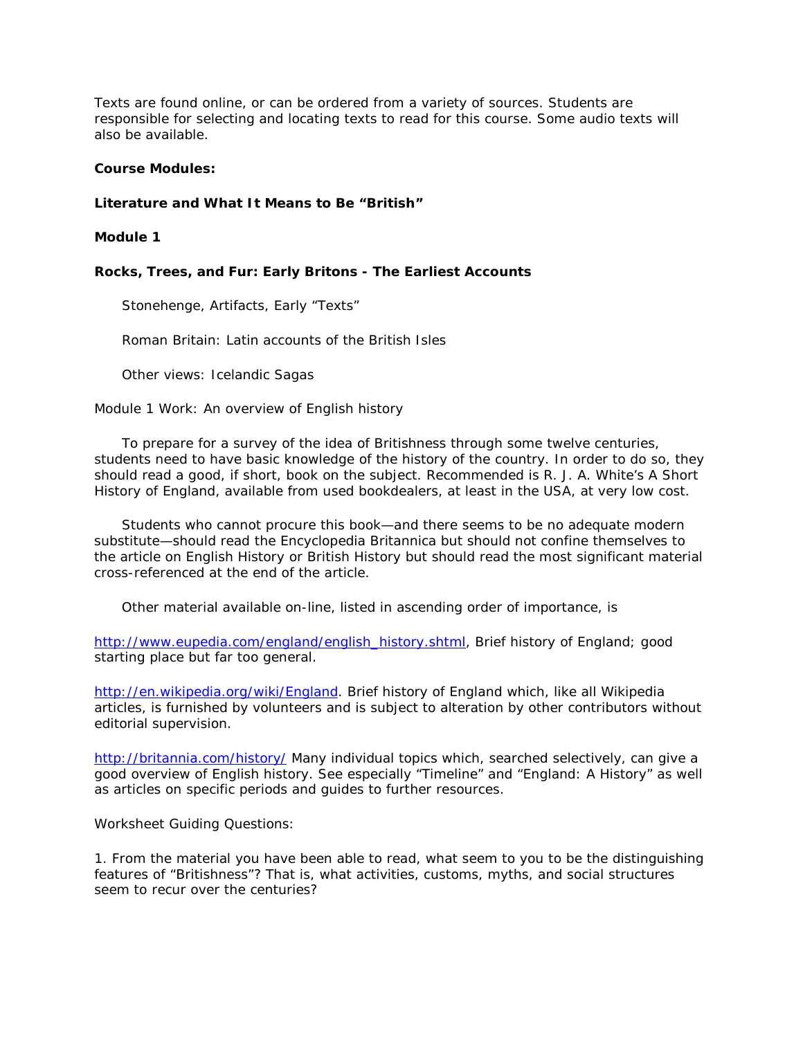Texts are found online, or can be ordered from a variety of sources. Students are responsible for selecting and locating texts to read for this course. Some audio texts will also be available.

**Course Modules:**

**Literature and What It Means to Be "British"**

**Module 1**

**Rocks, Trees, and Fur: Early Britons - The Earliest Accounts**

Stonehenge, Artifacts, Early "Texts"

Roman Britain: Latin accounts of the British Isles

Other views: Icelandic Sagas

Module 1 Work: An overview of English history

To prepare for a survey of the idea of Britishness through some twelve centuries, students need to have basic knowledge of the history of the country. In order to do so, they should read a good, if short, book on the subject. Recommended is R. J. A. White's A Short History of England, available from used bookdealers, at least in the USA, at very low cost.

Students who cannot procure this book—and there seems to be no adequate modern substitute—should read the Encyclopedia Britannica but should not confine themselves to the article on English History or British History but should read the most significant material cross-referenced at the end of the article.

Other material available on-line, listed in ascending order of importance, is

http://www.eupedia.com/england/english_history.shtml, Brief history of England; good starting place but far too general.

http://en.wikipedia.org/wiki/England. Brief history of England which, like all Wikipedia articles, is furnished by volunteers and is subject to alteration by other contributors without editorial supervision.

http://britannia.com/history/ Many individual topics which, searched selectively, can give a good overview of English history. See especially "Timeline" and "England: A History" as well as articles on specific periods and guides to further resources.

Worksheet Guiding Questions:

1. From the material you have been able to read, what seem to you to be the distinguishing features of "Britishness"? That is, what activities, customs, myths, and social structures seem to recur over the centuries?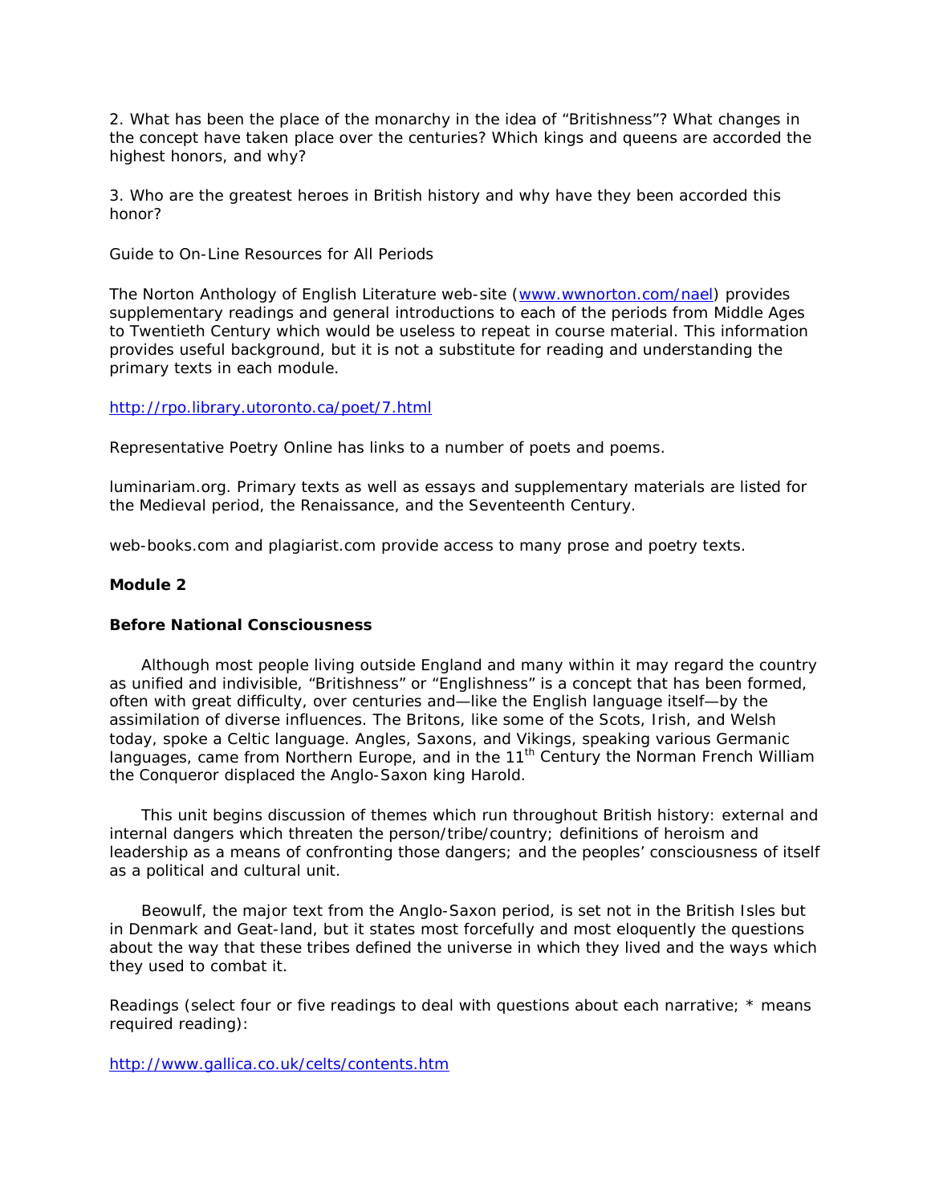2. What has been the place of the monarchy in the idea of "Britishness"? What changes in the concept have taken place over the centuries? Which kings and queens are accorded the highest honors, and why?

3. Who are the greatest heroes in British history and why have they been accorded this honor?

Guide to On-Line Resources for All Periods

The Norton Anthology of English Literature web-site ([www.wwnorton.com/nael](http://www.wwnorton.com/nael)) provides supplementary readings and general introductions to each of the periods from Middle Ages to Twentieth Century which would be useless to repeat in course material. This information provides useful background, but it is not a substitute for reading and understanding the primary texts in each module.

[http://rpo.library.utoronto.ca/poet/7.html](http://rpo.library.utoronto.ca/poet/7.html)

Representative Poetry Online has links to a number of poets and poems.

luminariam.org. Primary texts as well as essays and supplementary materials are listed for the Medieval period, the Renaissance, and the Seventeenth Century.

web-books.com and plagiarist.com provide access to many prose and poetry texts.

**Module 2**

**Before National Consciousness**

Although most people living outside England and many within it may regard the country as unified and indivisible, "Britishness" or "Englishness" is a concept that has been formed, often with great difficulty, over centuries and—like the English language itself—by the assimilation of diverse influences. The Britons, like some of the Scots, Irish, and Welsh today, spoke a Celtic language. Angles, Saxons, and Vikings, speaking various Germanic languages, came from Northern Europe, and in the 11th Century the Norman French William the Conqueror displaced the Anglo-Saxon king Harold.

This unit begins discussion of themes which run throughout British history: external and internal dangers which threaten the person/tribe/country; definitions of heroism and leadership as a means of confronting those dangers; and the peoples' consciousness of itself as a political and cultural unit.

Beowulf, the major text from the Anglo-Saxon period, is set not in the British Isles but in Denmark and Geat-land, but it states most forcefully and most eloquently the questions about the way that these tribes defined the universe in which they lived and the ways which they used to combat it.

Readings (select four or five readings to deal with questions about each narrative; * means required reading):

[http://www.gallica.co.uk/celts/contents.htm](http://www.gallica.co.uk/celts/contents.htm)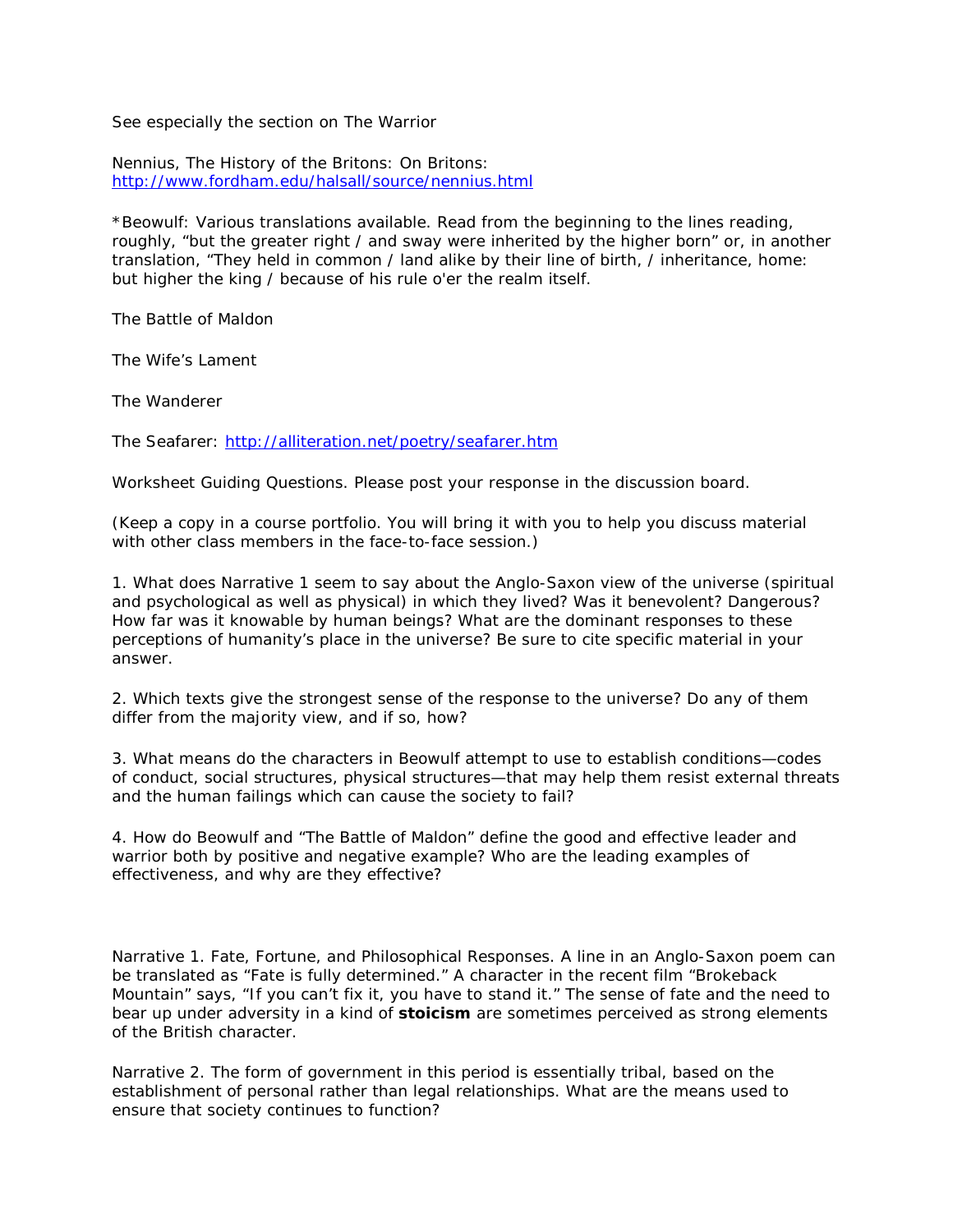See especially the section on The Warrior

Nennius, The History of the Britons: On Britons: http://www.fordham.edu/halsall/source/nennius.html

*Beowulf: Various translations available. Read from the beginning to the lines reading, roughly, “but the greater right / and sway were inherited by the higher born” or, in another translation, “They held in common / land alike by their line of birth, / inheritance, home: but higher the king / because of his rule o'er the realm itself.

The Battle of Maldon

The Wife’s Lament

The Wanderer

The Seafarer: http://alliteration.net/poetry/seafarer.htm

Worksheet Guiding Questions. Please post your response in the discussion board.

(Keep a copy in a course portfolio. You will bring it with you to help you discuss material with other class members in the face-to-face session.)

1. What does Narrative 1 seem to say about the Anglo-Saxon view of the universe (spiritual and psychological as well as physical) in which they lived? Was it benevolent? Dangerous? How far was it knowable by human beings? What are the dominant responses to these perceptions of humanity’s place in the universe? Be sure to cite specific material in your answer.

2. Which texts give the strongest sense of the response to the universe? Do any of them differ from the majority view, and if so, how?

3. What means do the characters in Beowulf attempt to use to establish conditions—codes of conduct, social structures, physical structures—that may help them resist external threats and the human failings which can cause the society to fail?

4. How do Beowulf and “The Battle of Maldon” define the good and effective leader and warrior both by positive and negative example? Who are the leading examples of effectiveness, and why are they effective?

Narrative 1. Fate, Fortune, and Philosophical Responses. A line in an Anglo-Saxon poem can be translated as “Fate is fully determined.” A character in the recent film “Brokeback Mountain” says, “If you can’t fix it, you have to stand it.” The sense of fate and the need to bear up under adversity in a kind of **stoicism** are sometimes perceived as strong elements of the British character.

Narrative 2. The form of government in this period is essentially tribal, based on the establishment of personal rather than legal relationships. What are the means used to ensure that society continues to function?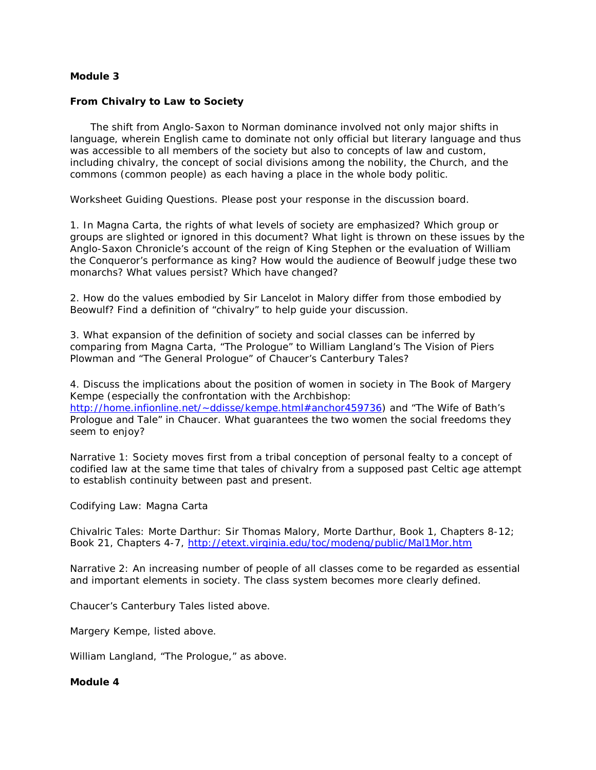**Module 3**

**From Chivalry to Law to Society**

The shift from Anglo-Saxon to Norman dominance involved not only major shifts in language, wherein English came to dominate not only official but literary language and thus was accessible to all members of the society but also to concepts of law and custom, including chivalry, the concept of social divisions among the nobility, the Church, and the commons (common people) as each having a place in the whole body politic.

Worksheet Guiding Questions. Please post your response in the discussion board.

1. In Magna Carta, the rights of what levels of society are emphasized? Which group or groups are slighted or ignored in this document? What light is thrown on these issues by the Anglo-Saxon Chronicle's account of the reign of King Stephen or the evaluation of William the Conqueror's performance as king? How would the audience of Beowulf judge these two monarchs? What values persist? Which have changed?

2. How do the values embodied by Sir Lancelot in Malory differ from those embodied by Beowulf? Find a definition of "chivalry" to help guide your discussion.

3. What expansion of the definition of society and social classes can be inferred by comparing from Magna Carta, "The Prologue" to William Langland's The Vision of Piers Plowman and "The General Prologue" of Chaucer's Canterbury Tales?

4. Discuss the implications about the position of women in society in The Book of Margery Kempe (especially the confrontation with the Archbishop: http://home.infionline.net/~ddisse/kempe.html#anchor459736) and "The Wife of Bath's Prologue and Tale" in Chaucer. What guarantees the two women the social freedoms they seem to enjoy?

Narrative 1: Society moves first from a tribal conception of personal fealty to a concept of codified law at the same time that tales of chivalry from a supposed past Celtic age attempt to establish continuity between past and present.

Codifying Law: Magna Carta

Chivalric Tales: Morte Darthur: Sir Thomas Malory, Morte Darthur, Book 1, Chapters 8-12; Book 21, Chapters 4-7, http://etext.virginia.edu/toc/modeng/public/Mal1Mor.htm

Narrative 2: An increasing number of people of all classes come to be regarded as essential and important elements in society. The class system becomes more clearly defined.

Chaucer's Canterbury Tales listed above.

Margery Kempe, listed above.

William Langland, "The Prologue," as above.

**Module 4**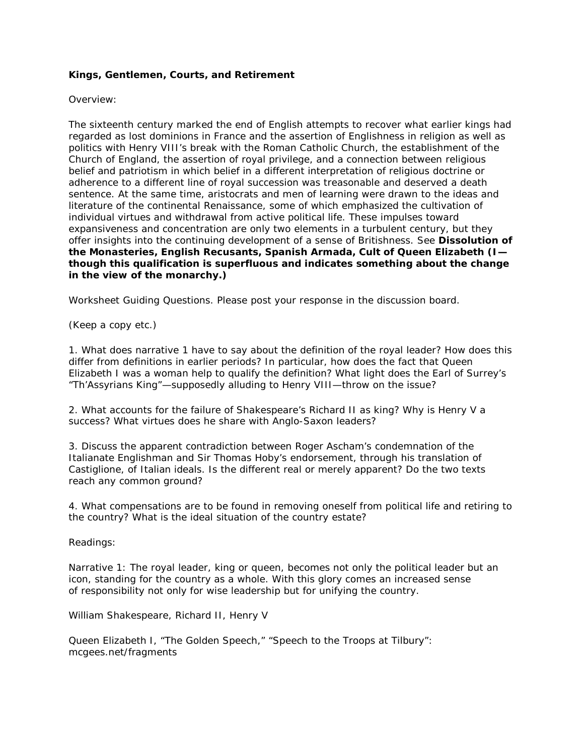**Kings, Gentlemen, Courts, and Retirement**

Overview:

The sixteenth century marked the end of English attempts to recover what earlier kings had regarded as lost dominions in France and the assertion of Englishness in religion as well as politics with Henry VIII's break with the Roman Catholic Church, the establishment of the Church of England, the assertion of royal privilege, and a connection between religious belief and patriotism in which belief in a different interpretation of religious doctrine or adherence to a different line of royal succession was treasonable and deserved a death sentence. At the same time, aristocrats and men of learning were drawn to the ideas and literature of the continental Renaissance, some of which emphasized the cultivation of individual virtues and withdrawal from active political life. These impulses toward expansiveness and concentration are only two elements in a turbulent century, but they offer insights into the continuing development of a sense of Britishness. See **Dissolution of the Monasteries, English Recusants, Spanish Armada, Cult of Queen Elizabeth (I—though this qualification is superfluous and indicates something about the change in the view of the monarchy.)**

Worksheet Guiding Questions. Please post your response in the discussion board.

(Keep a copy etc.)

1. What does narrative 1 have to say about the definition of the royal leader? How does this differ from definitions in earlier periods? In particular, how does the fact that Queen Elizabeth I was a woman help to qualify the definition? What light does the Earl of Surrey's "Th'Assyrians King"—supposedly alluding to Henry VIII—throw on the issue?

2. What accounts for the failure of Shakespeare's Richard II as king? Why is Henry V a success? What virtues does he share with Anglo-Saxon leaders?

3. Discuss the apparent contradiction between Roger Ascham's condemnation of the Italianate Englishman and Sir Thomas Hoby's endorsement, through his translation of Castiglione, of Italian ideals. Is the different real or merely apparent? Do the two texts reach any common ground?

4. What compensations are to be found in removing oneself from political life and retiring to the country? What is the ideal situation of the country estate?

Readings:

Narrative 1: The royal leader, king or queen, becomes not only the political leader but an icon, standing for the country as a whole. With this glory comes an increased sense of responsibility not only for wise leadership but for unifying the country.

William Shakespeare, Richard II, Henry V

Queen Elizabeth I, "The Golden Speech," "Speech to the Troops at Tilbury": mcgees.net/fragments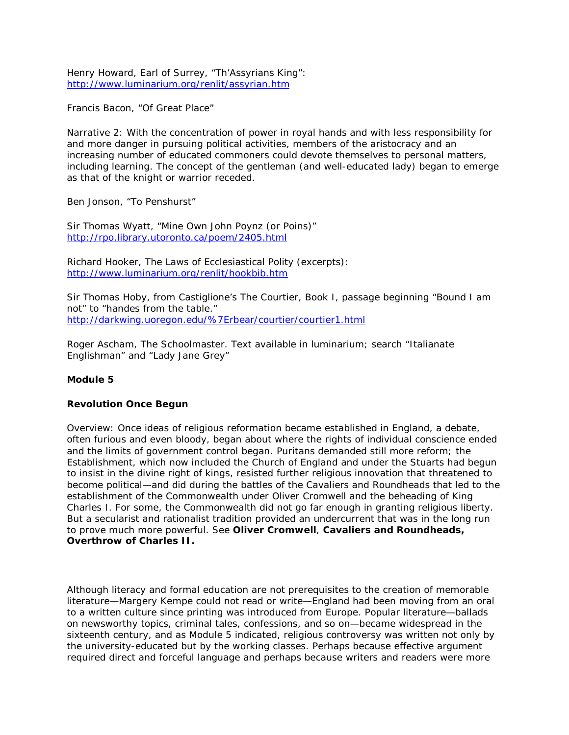Henry Howard, Earl of Surrey, "Th'Assyrians King":
http://www.luminarium.org/renlit/assyrian.htm

Francis Bacon, "Of Great Place"

Narrative 2: With the concentration of power in royal hands and with less responsibility for and more danger in pursuing political activities, members of the aristocracy and an increasing number of educated commoners could devote themselves to personal matters, including learning. The concept of the gentleman (and well-educated lady) began to emerge as that of the knight or warrior receded.

Ben Jonson, "To Penshurst"

Sir Thomas Wyatt, "Mine Own John Poynz (or Poins)"
http://rpo.library.utoronto.ca/poem/2405.html

Richard Hooker, The Laws of Ecclesiastical Polity (excerpts):
http://www.luminarium.org/renlit/hookbib.htm

Sir Thomas Hoby, from Castiglione's The Courtier, Book I, passage beginning "Bound I am not" to "handes from the table."
http://darkwing.uoregon.edu/%7Erbear/courtier/courtier1.html

Roger Ascham, The Schoolmaster. Text available in luminarium; search "Italianate Englishman" and "Lady Jane Grey"

**Module 5**

**Revolution Once Begun**

Overview: Once ideas of religious reformation became established in England, a debate, often furious and even bloody, began about where the rights of individual conscience ended and the limits of government control began. Puritans demanded still more reform; the Establishment, which now included the Church of England and under the Stuarts had begun to insist in the divine right of kings, resisted further religious innovation that threatened to become political—and did during the battles of the Cavaliers and Roundheads that led to the establishment of the Commonwealth under Oliver Cromwell and the beheading of King Charles I. For some, the Commonwealth did not go far enough in granting religious liberty. But a secularist and rationalist tradition provided an undercurrent that was in the long run to prove much more powerful. See **Oliver Cromwell**, **Cavaliers and Roundheads, Overthrow of Charles II.**

Although literacy and formal education are not prerequisites to the creation of memorable literature—Margery Kempe could not read or write—England had been moving from an oral to a written culture since printing was introduced from Europe. Popular literature—ballads on newsworthy topics, criminal tales, confessions, and so on—became widespread in the sixteenth century, and as Module 5 indicated, religious controversy was written not only by the university-educated but by the working classes. Perhaps because effective argument required direct and forceful language and perhaps because writers and readers were more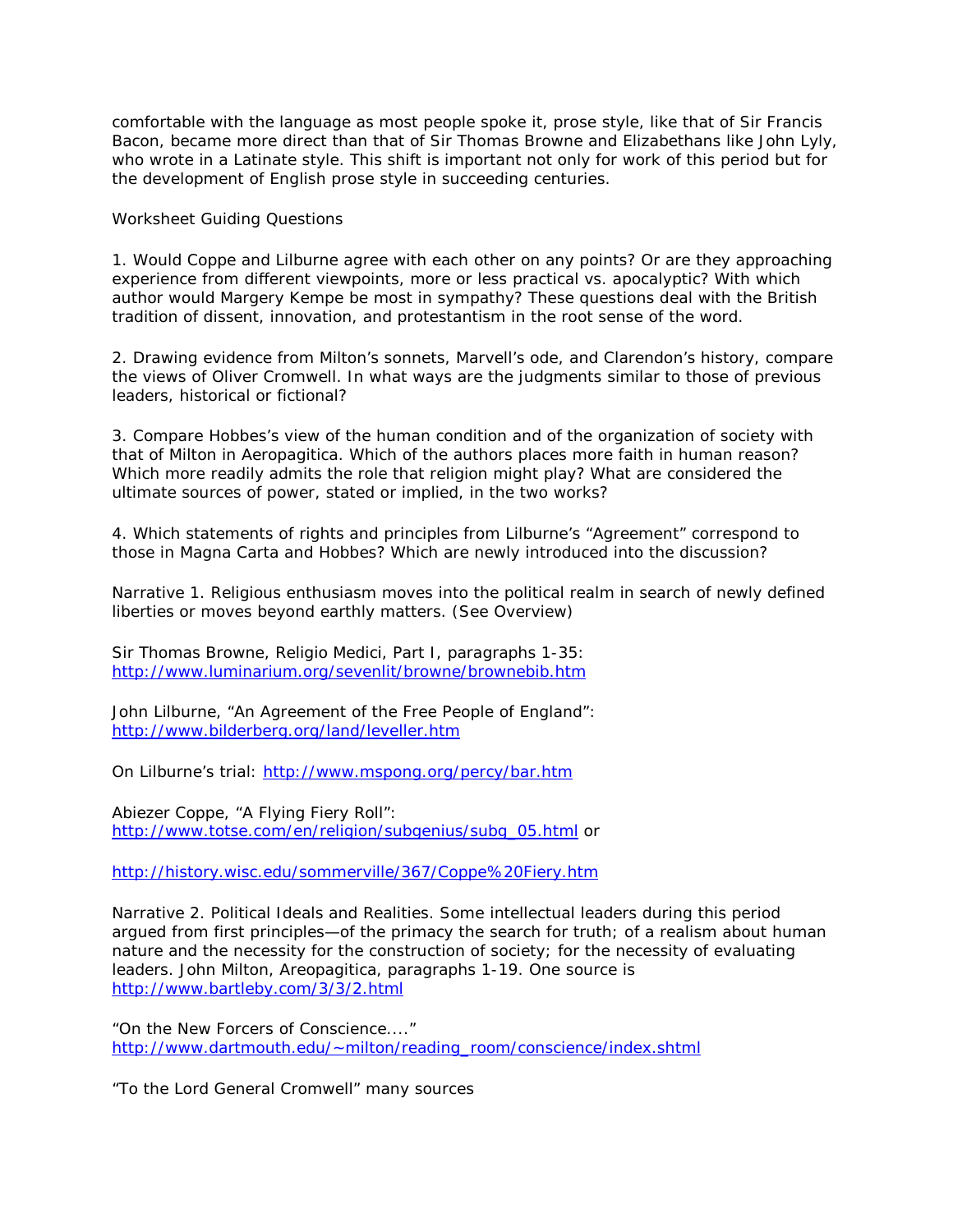comfortable with the language as most people spoke it, prose style, like that of Sir Francis Bacon, became more direct than that of Sir Thomas Browne and Elizabethans like John Lyly, who wrote in a Latinate style. This shift is important not only for work of this period but for the development of English prose style in succeeding centuries.

Worksheet Guiding Questions

1. Would Coppe and Lilburne agree with each other on any points? Or are they approaching experience from different viewpoints, more or less practical vs. apocalyptic? With which author would Margery Kempe be most in sympathy? These questions deal with the British tradition of dissent, innovation, and protestantism in the root sense of the word.

2. Drawing evidence from Milton's sonnets, Marvell's ode, and Clarendon's history, compare the views of Oliver Cromwell. In what ways are the judgments similar to those of previous leaders, historical or fictional?

3. Compare Hobbes's view of the human condition and of the organization of society with that of Milton in Aeropagitica. Which of the authors places more faith in human reason? Which more readily admits the role that religion might play? What are considered the ultimate sources of power, stated or implied, in the two works?

4. Which statements of rights and principles from Lilburne's "Agreement" correspond to those in Magna Carta and Hobbes? Which are newly introduced into the discussion?

Narrative 1. Religious enthusiasm moves into the political realm in search of newly defined liberties or moves beyond earthly matters. (See Overview)

Sir Thomas Browne, Religio Medici, Part I, paragraphs 1-35:
http://www.luminarium.org/sevenlit/browne/brownebib.htm

John Lilburne, "An Agreement of the Free People of England":
http://www.bilderberg.org/land/leveller.htm

On Lilburne's trial: http://www.mspong.org/percy/bar.htm

Abiezer Coppe, "A Flying Fiery Roll":
http://www.totse.com/en/religion/subgenius/subg_05.html or

http://history.wisc.edu/sommerville/367/Coppe%20Fiery.htm

Narrative 2. Political Ideals and Realities. Some intellectual leaders during this period argued from first principles—of the primacy the search for truth; of a realism about human nature and the necessity for the construction of society; for the necessity of evaluating leaders. John Milton, Areopagitica, paragraphs 1-19. One source is
http://www.bartleby.com/3/3/2.html

"On the New Forcers of Conscience...."
http://www.dartmouth.edu/~milton/reading_room/conscience/index.shtml

"To the Lord General Cromwell" many sources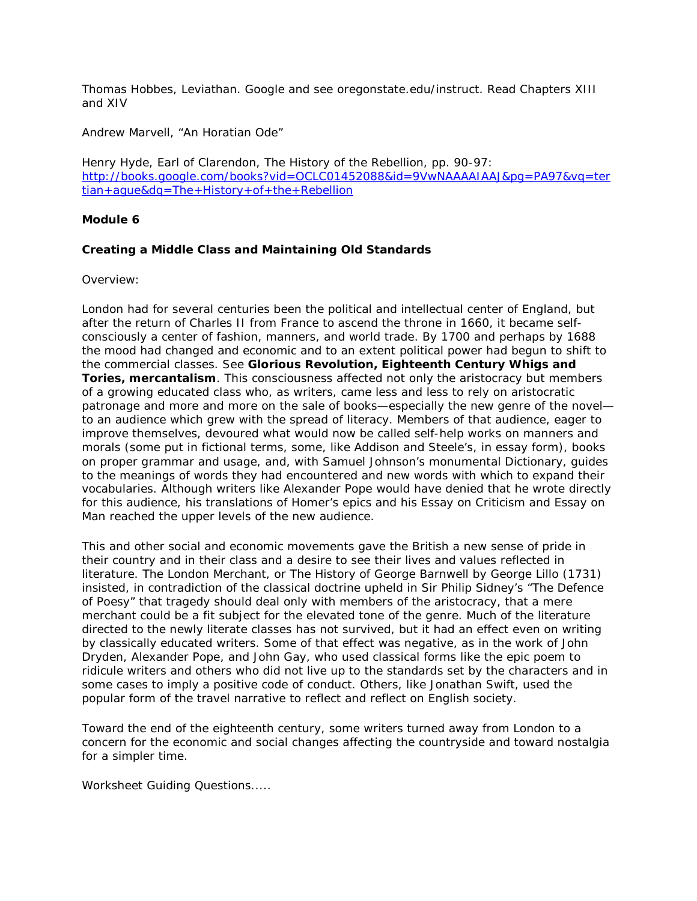Thomas Hobbes, Leviathan. Google and see oregonstate.edu/instruct. Read Chapters XIII and XIV

Andrew Marvell, "An Horatian Ode"

Henry Hyde, Earl of Clarendon, The History of the Rebellion, pp. 90-97: [http://books.google.com/books?vid=OCLC01452088&id=9VwNAAAAIAAJ&pg=PA97&vq=tertian+ague&dq=The+History+of+the+Rebellion](http://books.google.com/books?vid=OCLC01452088&id=9VwNAAAAIAAJ&pg=PA97&vq=tertian+ague&dq=The+History+of+the+Rebellion)

**Module 6**

**Creating a Middle Class and Maintaining Old Standards**

Overview:

London had for several centuries been the political and intellectual center of England, but after the return of Charles II from France to ascend the throne in 1660, it became self-consciously a center of fashion, manners, and world trade. By 1700 and perhaps by 1688 the mood had changed and economic and to an extent political power had begun to shift to the commercial classes. See **Glorious Revolution, Eighteenth Century Whigs and Tories, mercantalism**. This consciousness affected not only the aristocracy but members of a growing educated class who, as writers, came less and less to rely on aristocratic patronage and more and more on the sale of books—especially the new genre of the novel—to an audience which grew with the spread of literacy. Members of that audience, eager to improve themselves, devoured what would now be called self-help works on manners and morals (some put in fictional terms, some, like Addison and Steele's, in essay form), books on proper grammar and usage, and, with Samuel Johnson's monumental Dictionary, guides to the meanings of words they had encountered and new words with which to expand their vocabularies. Although writers like Alexander Pope would have denied that he wrote directly for this audience, his translations of Homer's epics and his Essay on Criticism and Essay on Man reached the upper levels of the new audience.

This and other social and economic movements gave the British a new sense of pride in their country and in their class and a desire to see their lives and values reflected in literature. The London Merchant, or The History of George Barnwell by George Lillo (1731) insisted, in contradiction of the classical doctrine upheld in Sir Philip Sidney's "The Defence of Poesy" that tragedy should deal only with members of the aristocracy, that a mere merchant could be a fit subject for the elevated tone of the genre. Much of the literature directed to the newly literate classes has not survived, but it had an effect even on writing by classically educated writers. Some of that effect was negative, as in the work of John Dryden, Alexander Pope, and John Gay, who used classical forms like the epic poem to ridicule writers and others who did not live up to the standards set by the characters and in some cases to imply a positive code of conduct. Others, like Jonathan Swift, used the popular form of the travel narrative to reflect and reflect on English society.

Toward the end of the eighteenth century, some writers turned away from London to a concern for the economic and social changes affecting the countryside and toward nostalgia for a simpler time.

Worksheet Guiding Questions.....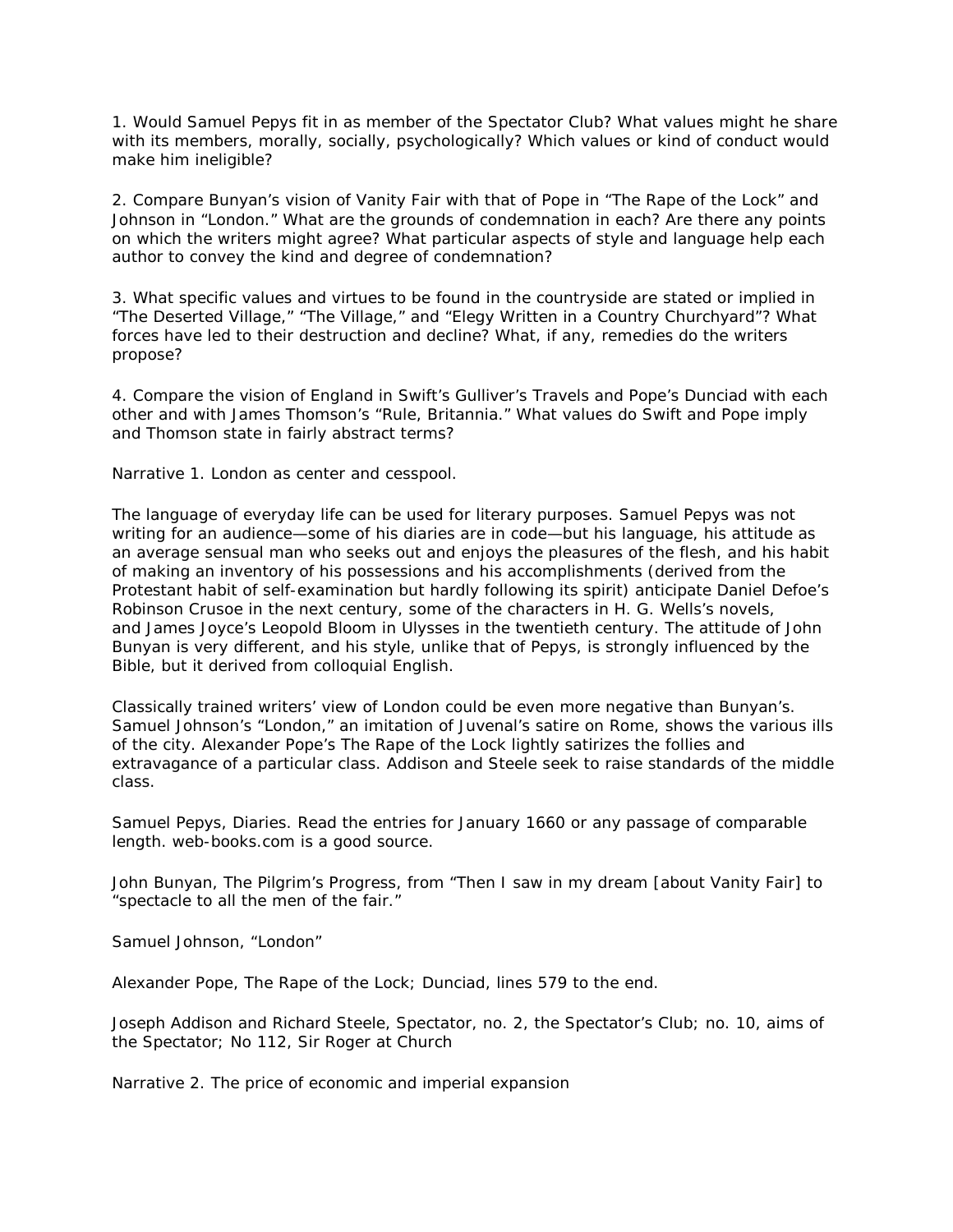1. Would Samuel Pepys fit in as member of the Spectator Club? What values might he share with its members, morally, socially, psychologically? Which values or kind of conduct would make him ineligible?

2. Compare Bunyan's vision of Vanity Fair with that of Pope in "The Rape of the Lock" and Johnson in "London." What are the grounds of condemnation in each? Are there any points on which the writers might agree? What particular aspects of style and language help each author to convey the kind and degree of condemnation?

3. What specific values and virtues to be found in the countryside are stated or implied in "The Deserted Village," "The Village," and "Elegy Written in a Country Churchyard"? What forces have led to their destruction and decline? What, if any, remedies do the writers propose?

4. Compare the vision of England in Swift's Gulliver's Travels and Pope's Dunciad with each other and with James Thomson's "Rule, Britannia." What values do Swift and Pope imply and Thomson state in fairly abstract terms?

Narrative 1. London as center and cesspool.

The language of everyday life can be used for literary purposes. Samuel Pepys was not writing for an audience—some of his diaries are in code—but his language, his attitude as an average sensual man who seeks out and enjoys the pleasures of the flesh, and his habit of making an inventory of his possessions and his accomplishments (derived from the Protestant habit of self-examination but hardly following its spirit) anticipate Daniel Defoe's Robinson Crusoe in the next century, some of the characters in H. G. Wells's novels, and James Joyce's Leopold Bloom in Ulysses in the twentieth century. The attitude of John Bunyan is very different, and his style, unlike that of Pepys, is strongly influenced by the Bible, but it derived from colloquial English.

Classically trained writers' view of London could be even more negative than Bunyan's. Samuel Johnson's "London," an imitation of Juvenal's satire on Rome, shows the various ills of the city. Alexander Pope's The Rape of the Lock lightly satirizes the follies and extravagance of a particular class. Addison and Steele seek to raise standards of the middle class.

Samuel Pepys, Diaries. Read the entries for January 1660 or any passage of comparable length. web-books.com is a good source.

John Bunyan, The Pilgrim's Progress, from "Then I saw in my dream [about Vanity Fair] to "spectacle to all the men of the fair."

Samuel Johnson, "London"

Alexander Pope, The Rape of the Lock; Dunciad, lines 579 to the end.

Joseph Addison and Richard Steele, Spectator, no. 2, the Spectator's Club; no. 10, aims of the Spectator; No 112, Sir Roger at Church

Narrative 2. The price of economic and imperial expansion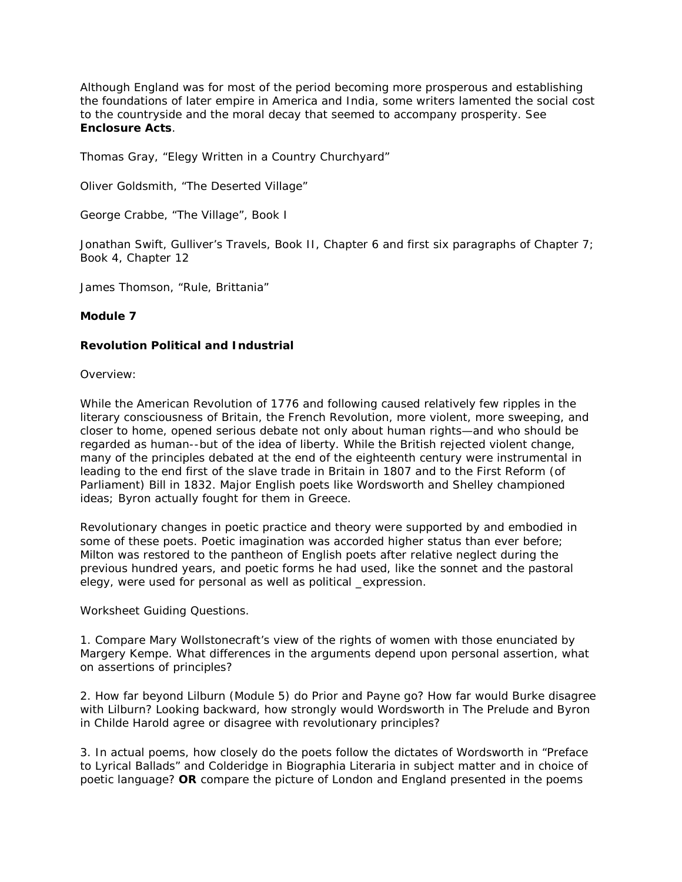Although England was for most of the period becoming more prosperous and establishing the foundations of later empire in America and India, some writers lamented the social cost to the countryside and the moral decay that seemed to accompany prosperity. See **Enclosure Acts**.

Thomas Gray, "Elegy Written in a Country Churchyard"

Oliver Goldsmith, "The Deserted Village"

George Crabbe, "The Village", Book I

Jonathan Swift, Gulliver's Travels, Book II, Chapter 6 and first six paragraphs of Chapter 7; Book 4, Chapter 12

James Thomson, "Rule, Brittania"

**Module 7**

**Revolution Political and Industrial**

Overview:

While the American Revolution of 1776 and following caused relatively few ripples in the literary consciousness of Britain, the French Revolution, more violent, more sweeping, and closer to home, opened serious debate not only about human rights—and who should be regarded as human--but of the idea of liberty. While the British rejected violent change, many of the principles debated at the end of the eighteenth century were instrumental in leading to the end first of the slave trade in Britain in 1807 and to the First Reform (of Parliament) Bill in 1832. Major English poets like Wordsworth and Shelley championed ideas; Byron actually fought for them in Greece.

Revolutionary changes in poetic practice and theory were supported by and embodied in some of these poets. Poetic imagination was accorded higher status than ever before; Milton was restored to the pantheon of English poets after relative neglect during the previous hundred years, and poetic forms he had used, like the sonnet and the pastoral elegy, were used for personal as well as political _expression.

Worksheet Guiding Questions.

1. Compare Mary Wollstonecraft's view of the rights of women with those enunciated by Margery Kempe. What differences in the arguments depend upon personal assertion, what on assertions of principles?

2. How far beyond Lilburn (Module 5) do Prior and Payne go? How far would Burke disagree with Lilburn? Looking backward, how strongly would Wordsworth in The Prelude and Byron in Childe Harold agree or disagree with revolutionary principles?

3. In actual poems, how closely do the poets follow the dictates of Wordsworth in "Preface to Lyrical Ballads" and Colderidge in Biographia Literaria in subject matter and in choice of poetic language? **OR** compare the picture of London and England presented in the poems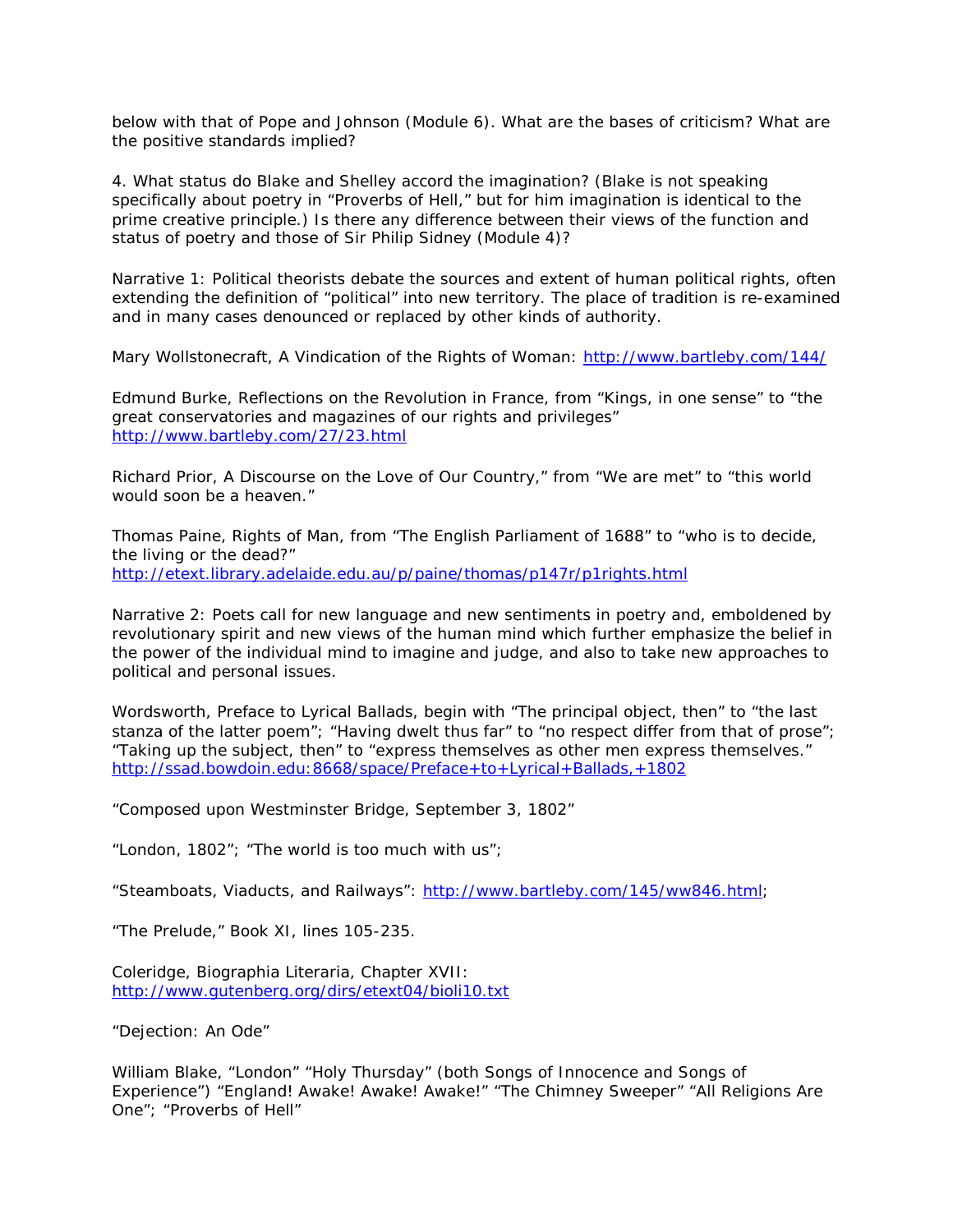below with that of Pope and Johnson (Module 6). What are the bases of criticism? What are the positive standards implied?

4. What status do Blake and Shelley accord the imagination? (Blake is not speaking specifically about poetry in “Proverbs of Hell,” but for him imagination is identical to the prime creative principle.) Is there any difference between their views of the function and status of poetry and those of Sir Philip Sidney (Module 4)?

Narrative 1: Political theorists debate the sources and extent of human political rights, often extending the definition of “political” into new territory. The place of tradition is re-examined and in many cases denounced or replaced by other kinds of authority.

Mary Wollstonecraft, A Vindication of the Rights of Woman: [http://www.bartleby.com/144/](http://www.bartleby.com/144/)

Edmund Burke, Reflections on the Revolution in France, from “Kings, in one sense” to “the great conservatories and magazines of our rights and privileges” [http://www.bartleby.com/27/23.html](http://www.bartleby.com/27/23.html)

Richard Prior, A Discourse on the Love of Our Country,” from “We are met” to “this world would soon be a heaven.”

Thomas Paine, Rights of Man, from “The English Parliament of 1688” to “who is to decide, the living or the dead?” [http://etext.library.adelaide.edu.au/p/paine/thomas/p147r/p1rights.html](http://etext.library.adelaide.edu.au/p/paine/thomas/p147r/p1rights.html)

Narrative 2: Poets call for new language and new sentiments in poetry and, emboldened by revolutionary spirit and new views of the human mind which further emphasize the belief in the power of the individual mind to imagine and judge, and also to take new approaches to political and personal issues.

Wordsworth, Preface to Lyrical Ballads, begin with “The principal object, then” to “the last stanza of the latter poem”; “Having dwelt thus far” to “no respect differ from that of prose”; “Taking up the subject, then” to “express themselves as other men express themselves.” [http://ssad.bowdoin.edu:8668/space/Preface+to+Lyrical+Ballads,+1802](http://ssad.bowdoin.edu:8668/space/Preface+to+Lyrical+Ballads,+1802)

“Composed upon Westminster Bridge, September 3, 1802”

“London, 1802”; “The world is too much with us”;

“Steamboats, Viaducts, and Railways”: [http://www.bartleby.com/145/ww846.html](http://www.bartleby.com/145/ww846.html);

“The Prelude,” Book XI, lines 105-235.

Coleridge, Biographia Literaria, Chapter XVII: [http://www.gutenberg.org/dirs/etext04/bioli10.txt](http://www.gutenberg.org/dirs/etext04/bioli10.txt)

“Dejection: An Ode”

William Blake, “London” “Holy Thursday” (both Songs of Innocence and Songs of Experience”) “England! Awake! Awake! Awake!” “The Chimney Sweeper” “All Religions Are One”; “Proverbs of Hell”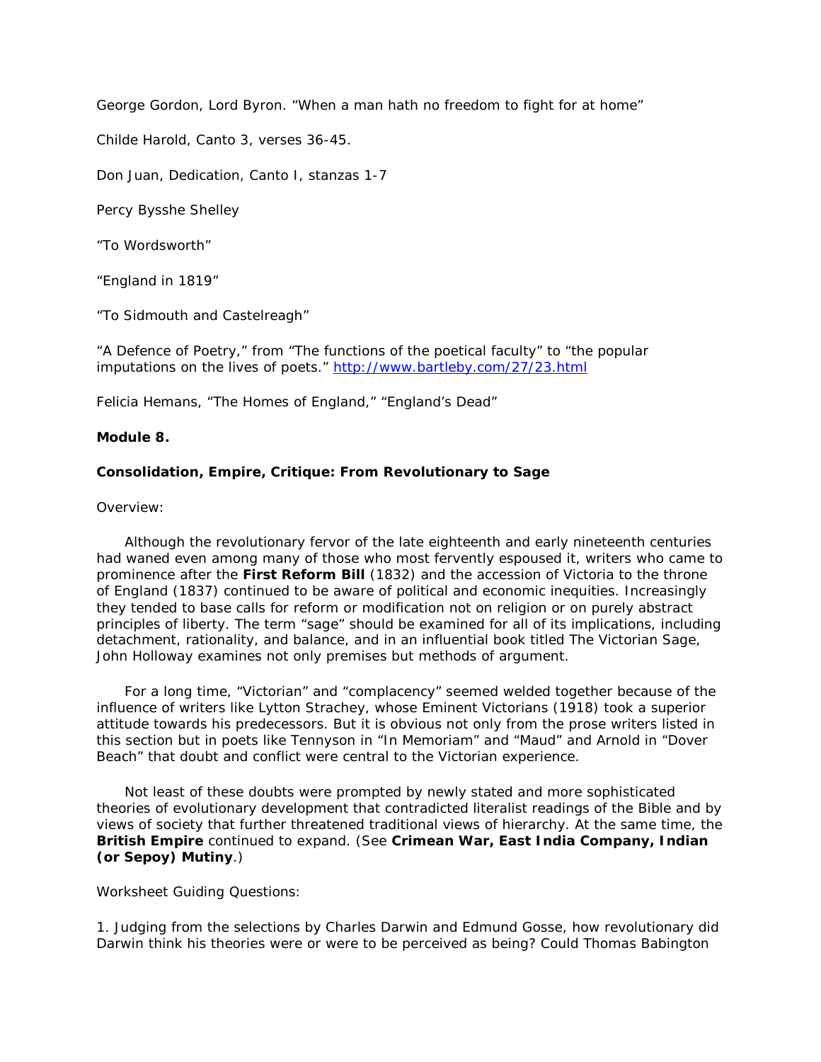George Gordon, Lord Byron. “When a man hath no freedom to fight for at home”

Childe Harold, Canto 3, verses 36-45.

Don Juan, Dedication, Canto I, stanzas 1-7

Percy Bysshe Shelley

“To Wordsworth”

“England in 1819”

“To Sidmouth and Castelreagh”

“A Defence of Poetry,” from “The functions of the poetical faculty” to “the popular imputations on the lives of poets.” http://www.bartleby.com/27/23.html

Felicia Hemans, “The Homes of England,” “England’s Dead”

**Module 8.**

**Consolidation, Empire, Critique: From Revolutionary to Sage**

Overview:

Although the revolutionary fervor of the late eighteenth and early nineteenth centuries had waned even among many of those who most fervently espoused it, writers who came to prominence after the **First Reform Bill** (1832) and the accession of Victoria to the throne of England (1837) continued to be aware of political and economic inequities. Increasingly they tended to base calls for reform or modification not on religion or on purely abstract principles of liberty. The term “sage” should be examined for all of its implications, including detachment, rationality, and balance, and in an influential book titled The Victorian Sage, John Holloway examines not only premises but methods of argument.

For a long time, “Victorian” and “complacency” seemed welded together because of the influence of writers like Lytton Strachey, whose Eminent Victorians (1918) took a superior attitude towards his predecessors. But it is obvious not only from the prose writers listed in this section but in poets like Tennyson in “In Memoriam” and “Maud” and Arnold in “Dover Beach” that doubt and conflict were central to the Victorian experience.

Not least of these doubts were prompted by newly stated and more sophisticated theories of evolutionary development that contradicted literalist readings of the Bible and by views of society that further threatened traditional views of hierarchy. At the same time, the **British Empire** continued to expand. (See **Crimean War, East India Company, Indian (or Sepoy) Mutiny**.)

Worksheet Guiding Questions:

1. Judging from the selections by Charles Darwin and Edmund Gosse, how revolutionary did Darwin think his theories were or were to be perceived as being? Could Thomas Babington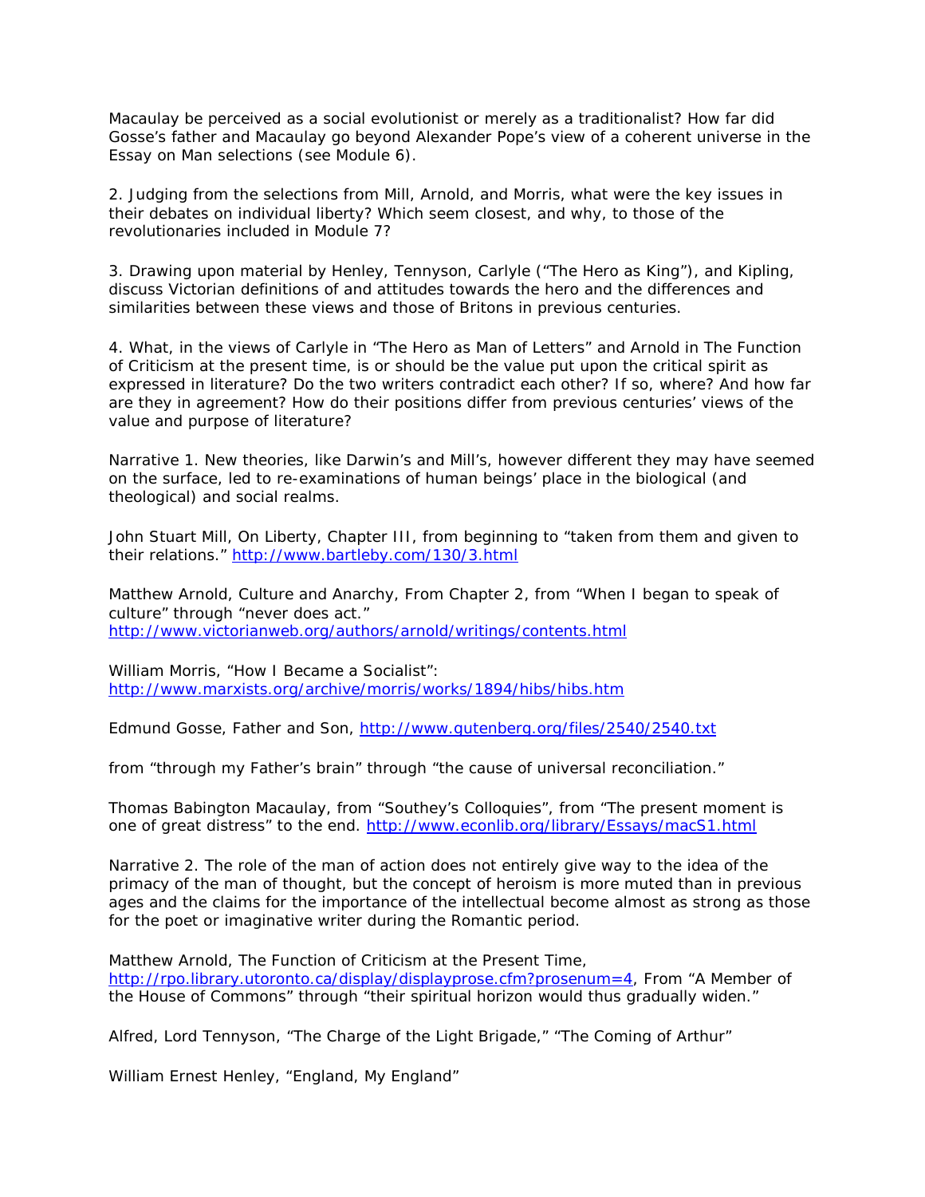Macaulay be perceived as a social evolutionist or merely as a traditionalist? How far did Gosse's father and Macaulay go beyond Alexander Pope's view of a coherent universe in the Essay on Man selections (see Module 6).

2. Judging from the selections from Mill, Arnold, and Morris, what were the key issues in their debates on individual liberty? Which seem closest, and why, to those of the revolutionaries included in Module 7?

3. Drawing upon material by Henley, Tennyson, Carlyle ("The Hero as King"), and Kipling, discuss Victorian definitions of and attitudes towards the hero and the differences and similarities between these views and those of Britons in previous centuries.

4. What, in the views of Carlyle in "The Hero as Man of Letters" and Arnold in The Function of Criticism at the present time, is or should be the value put upon the critical spirit as expressed in literature? Do the two writers contradict each other? If so, where? And how far are they in agreement? How do their positions differ from previous centuries' views of the value and purpose of literature?

Narrative 1. New theories, like Darwin's and Mill's, however different they may have seemed on the surface, led to re-examinations of human beings' place in the biological (and theological) and social realms.

John Stuart Mill, On Liberty, Chapter III, from beginning to "taken from them and given to their relations." http://www.bartleby.com/130/3.html

Matthew Arnold, Culture and Anarchy, From Chapter 2, from "When I began to speak of culture" through "never does act." http://www.victorianweb.org/authors/arnold/writings/contents.html

William Morris, "How I Became a Socialist": http://www.marxists.org/archive/morris/works/1894/hibs/hibs.htm

Edmund Gosse, Father and Son, http://www.gutenberg.org/files/2540/2540.txt

from "through my Father's brain" through "the cause of universal reconciliation."

Thomas Babington Macaulay, from "Southey's Colloquies", from "The present moment is one of great distress" to the end. http://www.econlib.org/library/Essays/macS1.html

Narrative 2. The role of the man of action does not entirely give way to the idea of the primacy of the man of thought, but the concept of heroism is more muted than in previous ages and the claims for the importance of the intellectual become almost as strong as those for the poet or imaginative writer during the Romantic period.

Matthew Arnold, The Function of Criticism at the Present Time, http://rpo.library.utoronto.ca/display/displayprose.cfm?prosenum=4, From "A Member of the House of Commons" through "their spiritual horizon would thus gradually widen."

Alfred, Lord Tennyson, "The Charge of the Light Brigade," "The Coming of Arthur"

William Ernest Henley, "England, My England"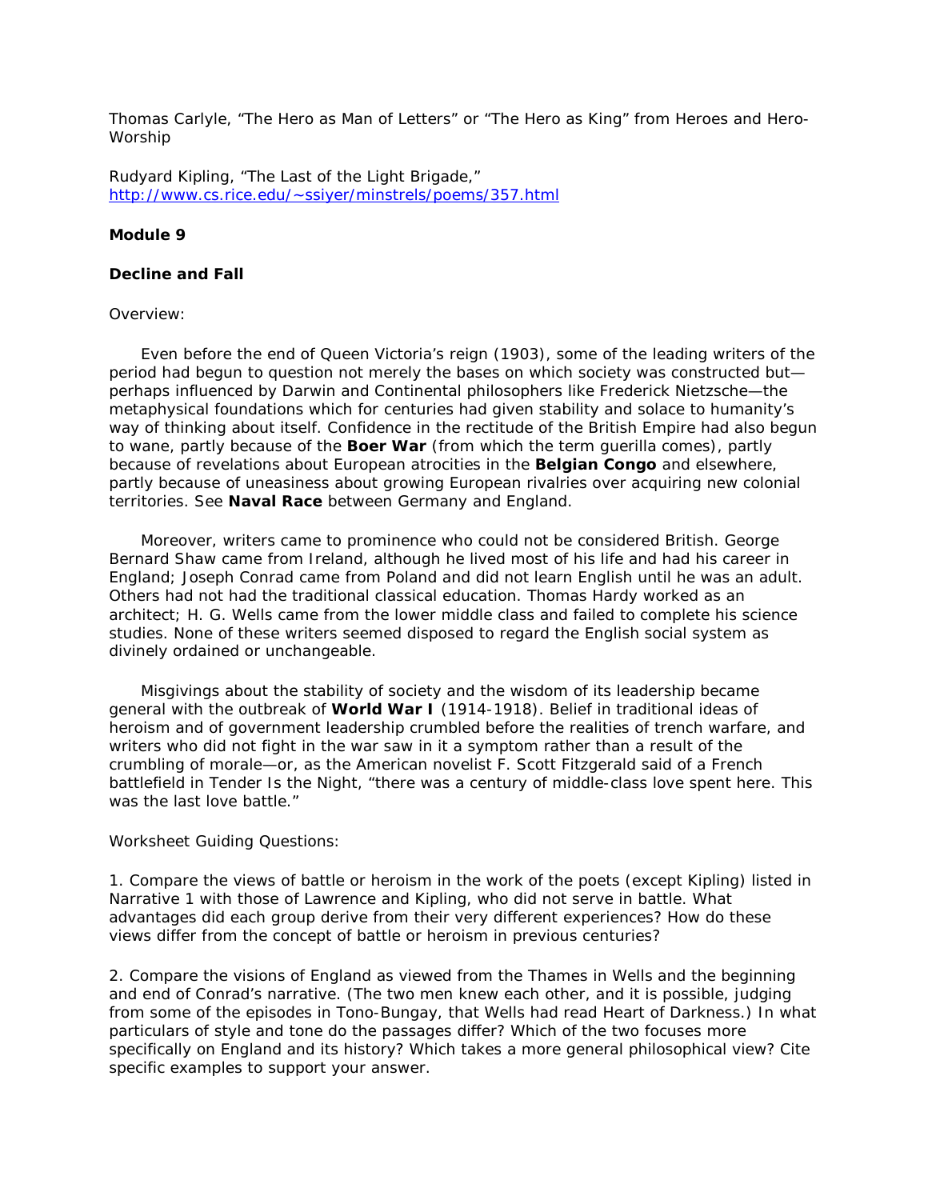Thomas Carlyle, “The Hero as Man of Letters” or “The Hero as King” from Heroes and Hero-Worship

Rudyard Kipling, “The Last of the Light Brigade,” [http://www.cs.rice.edu/~ssiyer/minstrels/poems/357.html](http://www.cs.rice.edu/~ssiyer/minstrels/poems/357.html)

**Module 9**

**Decline and Fall**

Overview:

Even before the end of Queen Victoria’s reign (1903), some of the leading writers of the period had begun to question not merely the bases on which society was constructed but—perhaps influenced by Darwin and Continental philosophers like Frederick Nietzsche—the metaphysical foundations which for centuries had given stability and solace to humanity’s way of thinking about itself. Confidence in the rectitude of the British Empire had also begun to wane, partly because of the **Boer War** (from which the term guerilla comes), partly because of revelations about European atrocities in the **Belgian Congo** and elsewhere, partly because of uneasiness about growing European rivalries over acquiring new colonial territories. See **Naval Race** between Germany and England.

Moreover, writers came to prominence who could not be considered British. George Bernard Shaw came from Ireland, although he lived most of his life and had his career in England; Joseph Conrad came from Poland and did not learn English until he was an adult. Others had not had the traditional classical education. Thomas Hardy worked as an architect; H. G. Wells came from the lower middle class and failed to complete his science studies. None of these writers seemed disposed to regard the English social system as divinely ordained or unchangeable.

Misgivings about the stability of society and the wisdom of its leadership became general with the outbreak of **World War I** (1914-1918). Belief in traditional ideas of heroism and of government leadership crumbled before the realities of trench warfare, and writers who did not fight in the war saw in it a symptom rather than a result of the crumbling of morale—or, as the American novelist F. Scott Fitzgerald said of a French battlefield in Tender Is the Night, “there was a century of middle-class love spent here. This was the last love battle.”

Worksheet Guiding Questions:

1. Compare the views of battle or heroism in the work of the poets (except Kipling) listed in Narrative 1 with those of Lawrence and Kipling, who did not serve in battle. What advantages did each group derive from their very different experiences? How do these views differ from the concept of battle or heroism in previous centuries?

2. Compare the visions of England as viewed from the Thames in Wells and the beginning and end of Conrad’s narrative. (The two men knew each other, and it is possible, judging from some of the episodes in Tono-Bungay, that Wells had read Heart of Darkness.) In what particulars of style and tone do the passages differ? Which of the two focuses more specifically on England and its history? Which takes a more general philosophical view? Cite specific examples to support your answer.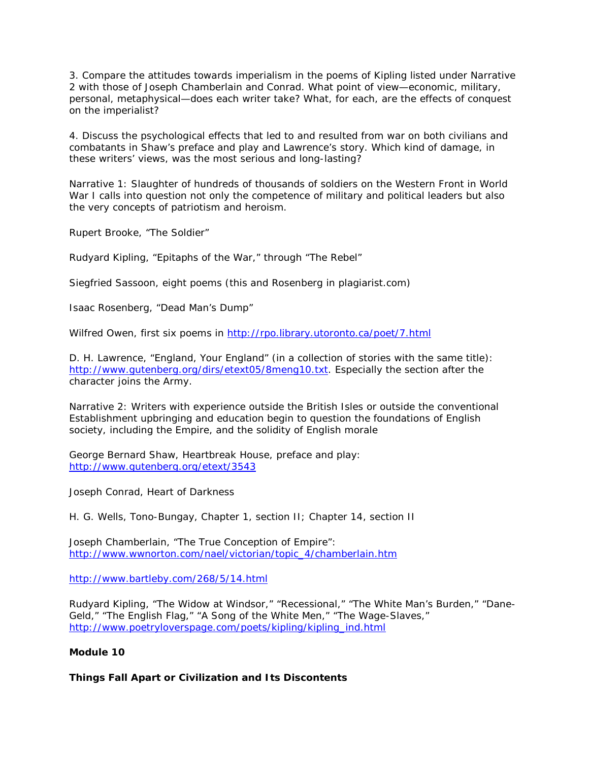3. Compare the attitudes towards imperialism in the poems of Kipling listed under Narrative 2 with those of Joseph Chamberlain and Conrad. What point of view—economic, military, personal, metaphysical—does each writer take? What, for each, are the effects of conquest on the imperialist?

4. Discuss the psychological effects that led to and resulted from war on both civilians and combatants in Shaw's preface and play and Lawrence's story. Which kind of damage, in these writers' views, was the most serious and long-lasting?

Narrative 1: Slaughter of hundreds of thousands of soldiers on the Western Front in World War I calls into question not only the competence of military and political leaders but also the very concepts of patriotism and heroism.

Rupert Brooke, "The Soldier"

Rudyard Kipling, "Epitaphs of the War," through "The Rebel"

Siegfried Sassoon, eight poems (this and Rosenberg in plagiarist.com)

Isaac Rosenberg, "Dead Man's Dump"

Wilfred Owen, first six poems in http://rpo.library.utoronto.ca/poet/7.html

D. H. Lawrence, "England, Your England" (in a collection of stories with the same title): http://www.gutenberg.org/dirs/etext05/8meng10.txt. Especially the section after the character joins the Army.

Narrative 2: Writers with experience outside the British Isles or outside the conventional Establishment upbringing and education begin to question the foundations of English society, including the Empire, and the solidity of English morale

George Bernard Shaw, Heartbreak House, preface and play: http://www.gutenberg.org/etext/3543

Joseph Conrad, Heart of Darkness

H. G. Wells, Tono-Bungay, Chapter 1, section II; Chapter 14, section II

Joseph Chamberlain, "The True Conception of Empire": http://www.wwnorton.com/nael/victorian/topic_4/chamberlain.htm

http://www.bartleby.com/268/5/14.html

Rudyard Kipling, "The Widow at Windsor," "Recessional," "The White Man's Burden," "Dane-Geld," "The English Flag," "A Song of the White Men," "The Wage-Slaves," http://www.poetryloverspage.com/poets/kipling/kipling_ind.html

**Module 10**

**Things Fall Apart or Civilization and Its Discontents**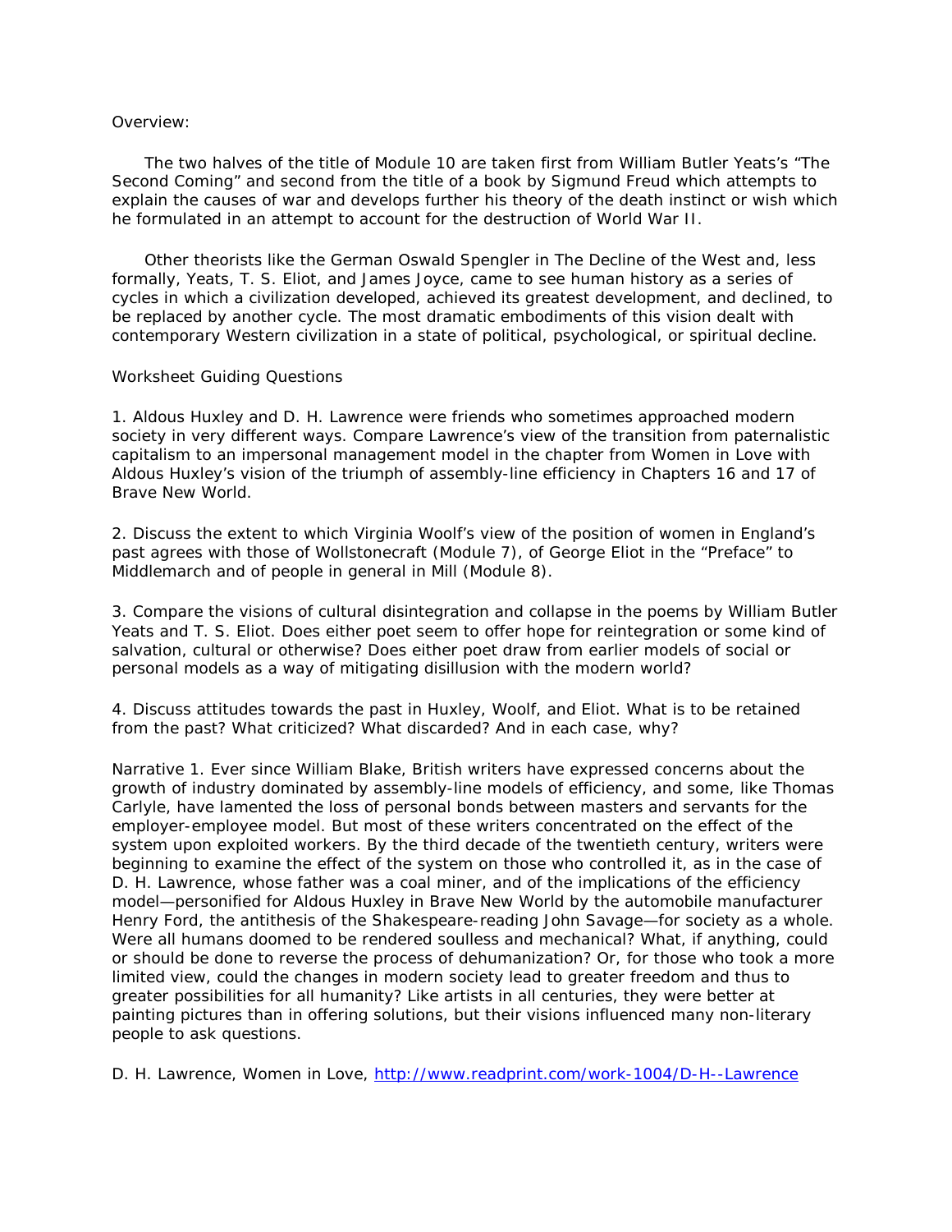Overview:

The two halves of the title of Module 10 are taken first from William Butler Yeats's "The Second Coming" and second from the title of a book by Sigmund Freud which attempts to explain the causes of war and develops further his theory of the death instinct or wish which he formulated in an attempt to account for the destruction of World War II.

Other theorists like the German Oswald Spengler in The Decline of the West and, less formally, Yeats, T. S. Eliot, and James Joyce, came to see human history as a series of cycles in which a civilization developed, achieved its greatest development, and declined, to be replaced by another cycle. The most dramatic embodiments of this vision dealt with contemporary Western civilization in a state of political, psychological, or spiritual decline.

Worksheet Guiding Questions

1. Aldous Huxley and D. H. Lawrence were friends who sometimes approached modern society in very different ways. Compare Lawrence's view of the transition from paternalistic capitalism to an impersonal management model in the chapter from Women in Love with Aldous Huxley's vision of the triumph of assembly-line efficiency in Chapters 16 and 17 of Brave New World.

2. Discuss the extent to which Virginia Woolf's view of the position of women in England's past agrees with those of Wollstonecraft (Module 7), of George Eliot in the "Preface" to Middlemarch and of people in general in Mill (Module 8).

3. Compare the visions of cultural disintegration and collapse in the poems by William Butler Yeats and T. S. Eliot. Does either poet seem to offer hope for reintegration or some kind of salvation, cultural or otherwise? Does either poet draw from earlier models of social or personal models as a way of mitigating disillusion with the modern world?

4. Discuss attitudes towards the past in Huxley, Woolf, and Eliot. What is to be retained from the past? What criticized? What discarded? And in each case, why?

Narrative 1. Ever since William Blake, British writers have expressed concerns about the growth of industry dominated by assembly-line models of efficiency, and some, like Thomas Carlyle, have lamented the loss of personal bonds between masters and servants for the employer-employee model. But most of these writers concentrated on the effect of the system upon exploited workers. By the third decade of the twentieth century, writers were beginning to examine the effect of the system on those who controlled it, as in the case of D. H. Lawrence, whose father was a coal miner, and of the implications of the efficiency model—personified for Aldous Huxley in Brave New World by the automobile manufacturer Henry Ford, the antithesis of the Shakespeare-reading John Savage—for society as a whole. Were all humans doomed to be rendered soulless and mechanical? What, if anything, could or should be done to reverse the process of dehumanization? Or, for those who took a more limited view, could the changes in modern society lead to greater freedom and thus to greater possibilities for all humanity? Like artists in all centuries, they were better at painting pictures than in offering solutions, but their visions influenced many non-literary people to ask questions.

D. H. Lawrence, Women in Love, http://www.readprint.com/work-1004/D-H--Lawrence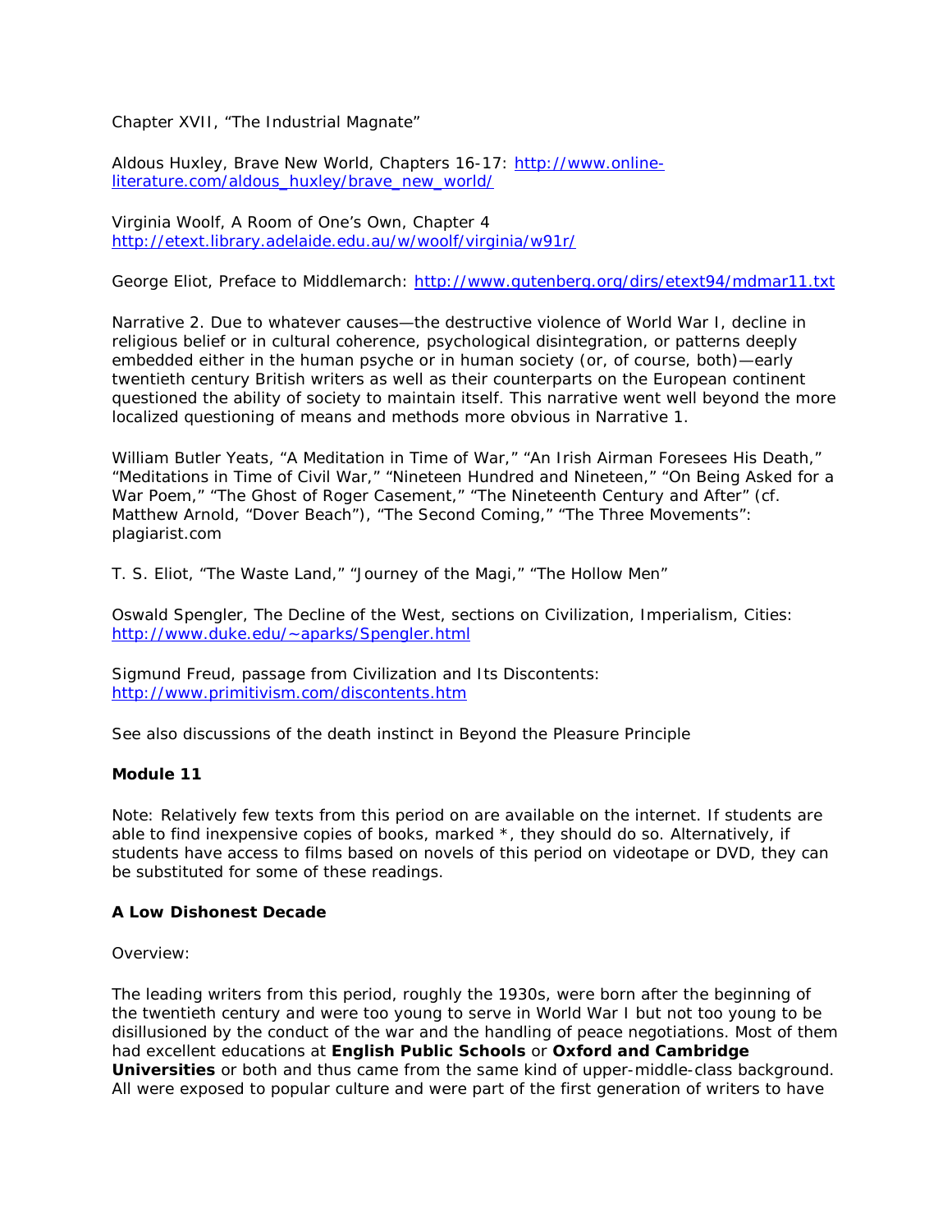Chapter XVII, "The Industrial Magnate"

Aldous Huxley, Brave New World, Chapters 16-17: http://www.online-literature.com/aldous_huxley/brave_new_world/

Virginia Woolf, A Room of One's Own, Chapter 4 http://etext.library.adelaide.edu.au/w/woolf/virginia/w91r/

George Eliot, Preface to Middlemarch: http://www.gutenberg.org/dirs/etext94/mdmar11.txt

Narrative 2. Due to whatever causes—the destructive violence of World War I, decline in religious belief or in cultural coherence, psychological disintegration, or patterns deeply embedded either in the human psyche or in human society (or, of course, both)—early twentieth century British writers as well as their counterparts on the European continent questioned the ability of society to maintain itself. This narrative went well beyond the more localized questioning of means and methods more obvious in Narrative 1.

William Butler Yeats, "A Meditation in Time of War," "An Irish Airman Foresees His Death," "Meditations in Time of Civil War," "Nineteen Hundred and Nineteen," "On Being Asked for a War Poem," "The Ghost of Roger Casement," "The Nineteenth Century and After" (cf. Matthew Arnold, "Dover Beach"), "The Second Coming," "The Three Movements": plagiarist.com

T. S. Eliot, "The Waste Land," "Journey of the Magi," "The Hollow Men"

Oswald Spengler, The Decline of the West, sections on Civilization, Imperialism, Cities: http://www.duke.edu/~aparks/Spengler.html

Sigmund Freud, passage from Civilization and Its Discontents: http://www.primitivism.com/discontents.htm

See also discussions of the death instinct in Beyond the Pleasure Principle

**Module 11**

Note: Relatively few texts from this period on are available on the internet. If students are able to find inexpensive copies of books, marked *, they should do so. Alternatively, if students have access to films based on novels of this period on videotape or DVD, they can be substituted for some of these readings.

**A Low Dishonest Decade**

Overview:

The leading writers from this period, roughly the 1930s, were born after the beginning of the twentieth century and were too young to serve in World War I but not too young to be disillusioned by the conduct of the war and the handling of peace negotiations. Most of them had excellent educations at **English Public Schools** or **Oxford and Cambridge Universities** or both and thus came from the same kind of upper-middle-class background. All were exposed to popular culture and were part of the first generation of writers to have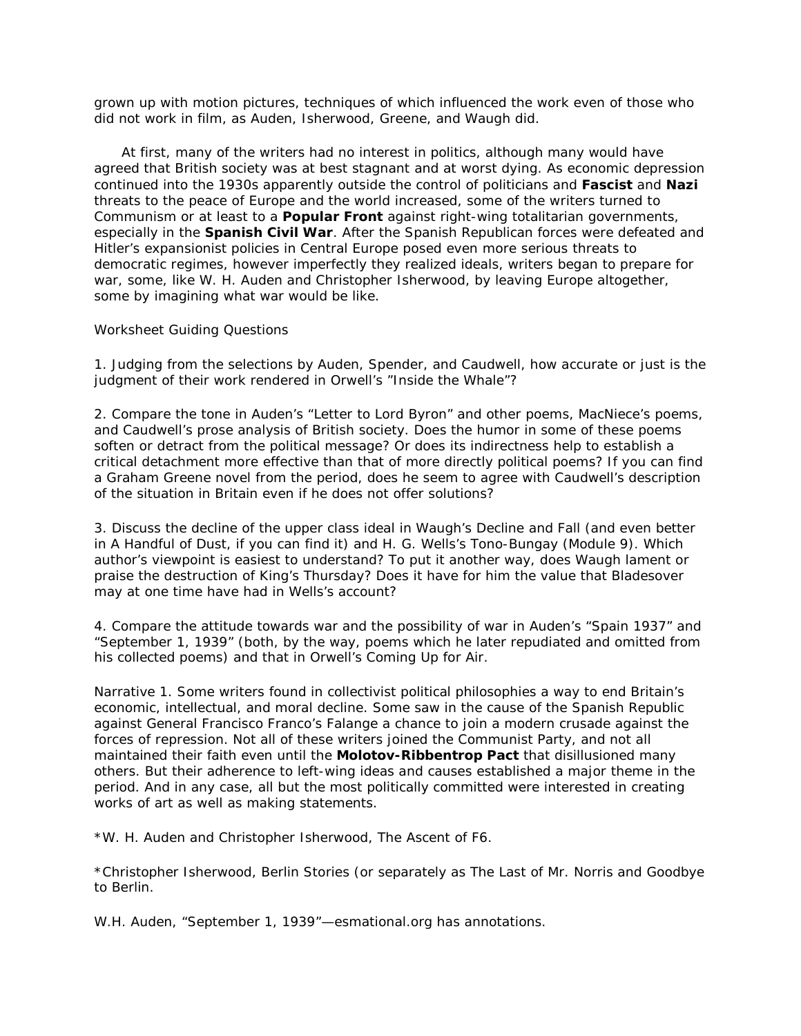grown up with motion pictures, techniques of which influenced the work even of those who did not work in film, as Auden, Isherwood, Greene, and Waugh did.

At first, many of the writers had no interest in politics, although many would have agreed that British society was at best stagnant and at worst dying. As economic depression continued into the 1930s apparently outside the control of politicians and **Fascist** and **Nazi** threats to the peace of Europe and the world increased, some of the writers turned to Communism or at least to a **Popular Front** against right-wing totalitarian governments, especially in the **Spanish Civil War**. After the Spanish Republican forces were defeated and Hitler's expansionist policies in Central Europe posed even more serious threats to democratic regimes, however imperfectly they realized ideals, writers began to prepare for war, some, like W. H. Auden and Christopher Isherwood, by leaving Europe altogether, some by imagining what war would be like.

Worksheet Guiding Questions

1. Judging from the selections by Auden, Spender, and Caudwell, how accurate or just is the judgment of their work rendered in Orwell's "Inside the Whale"?

2. Compare the tone in Auden's "Letter to Lord Byron" and other poems, MacNiece's poems, and Caudwell's prose analysis of British society. Does the humor in some of these poems soften or detract from the political message? Or does its indirectness help to establish a critical detachment more effective than that of more directly political poems? If you can find a Graham Greene novel from the period, does he seem to agree with Caudwell's description of the situation in Britain even if he does not offer solutions?

3. Discuss the decline of the upper class ideal in Waugh's Decline and Fall (and even better in A Handful of Dust, if you can find it) and H. G. Wells's Tono-Bungay (Module 9). Which author's viewpoint is easiest to understand? To put it another way, does Waugh lament or praise the destruction of King's Thursday? Does it have for him the value that Bladesover may at one time have had in Wells's account?

4. Compare the attitude towards war and the possibility of war in Auden's "Spain 1937" and "September 1, 1939" (both, by the way, poems which he later repudiated and omitted from his collected poems) and that in Orwell's Coming Up for Air.

Narrative 1. Some writers found in collectivist political philosophies a way to end Britain's economic, intellectual, and moral decline. Some saw in the cause of the Spanish Republic against General Francisco Franco's Falange a chance to join a modern crusade against the forces of repression. Not all of these writers joined the Communist Party, and not all maintained their faith even until the **Molotov-Ribbentrop Pact** that disillusioned many others. But their adherence to left-wing ideas and causes established a major theme in the period. And in any case, all but the most politically committed were interested in creating works of art as well as making statements.

*W. H. Auden and Christopher Isherwood, The Ascent of F6.

*Christopher Isherwood, Berlin Stories (or separately as The Last of Mr. Norris and Goodbye to Berlin.

W.H. Auden, "September 1, 1939"—esmational.org has annotations.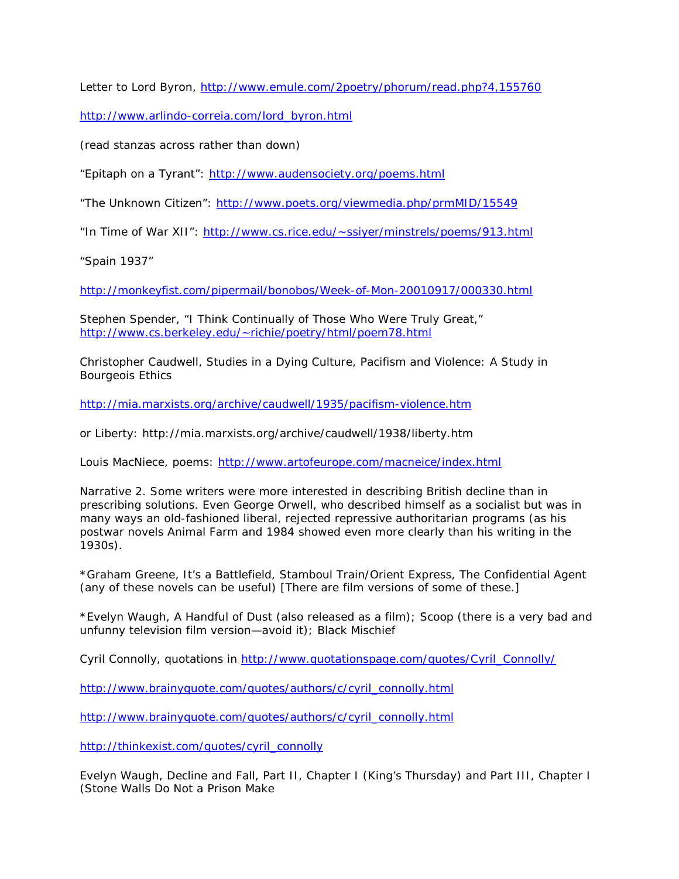Letter to Lord Byron, http://www.emule.com/2poetry/phorum/read.php?4,155760

http://www.arlindo-correia.com/lord_byron.html

(read stanzas across rather than down)

"Epitaph on a Tyrant": http://www.audensociety.org/poems.html

"The Unknown Citizen": http://www.poets.org/viewmedia.php/prmMID/15549

"In Time of War XII": http://www.cs.rice.edu/~ssiyer/minstrels/poems/913.html

"Spain 1937"

http://monkeyfist.com/pipermail/bonobos/Week-of-Mon-20010917/000330.html

Stephen Spender, "I Think Continually of Those Who Were Truly Great," http://www.cs.berkeley.edu/~richie/poetry/html/poem78.html

Christopher Caudwell, Studies in a Dying Culture, Pacifism and Violence: A Study in Bourgeois Ethics

http://mia.marxists.org/archive/caudwell/1935/pacifism-violence.htm

or Liberty: http://mia.marxists.org/archive/caudwell/1938/liberty.htm

Louis MacNiece, poems: http://www.artofeurope.com/macneice/index.html

Narrative 2. Some writers were more interested in describing British decline than in prescribing solutions. Even George Orwell, who described himself as a socialist but was in many ways an old-fashioned liberal, rejected repressive authoritarian programs (as his postwar novels Animal Farm and 1984 showed even more clearly than his writing in the 1930s).

*Graham Greene, It's a Battlefield, Stamboul Train/Orient Express, The Confidential Agent (any of these novels can be useful) [There are film versions of some of these.]

*Evelyn Waugh, A Handful of Dust (also released as a film); Scoop (there is a very bad and unfunny television film version—avoid it); Black Mischief

Cyril Connolly, quotations in http://www.quotationspage.com/quotes/Cyril_Connolly/

http://www.brainyquote.com/quotes/authors/c/cyril_connolly.html

http://www.brainyquote.com/quotes/authors/c/cyril_connolly.html

http://thinkexist.com/quotes/cyril_connolly

Evelyn Waugh, Decline and Fall, Part II, Chapter I (King's Thursday) and Part III, Chapter I (Stone Walls Do Not a Prison Make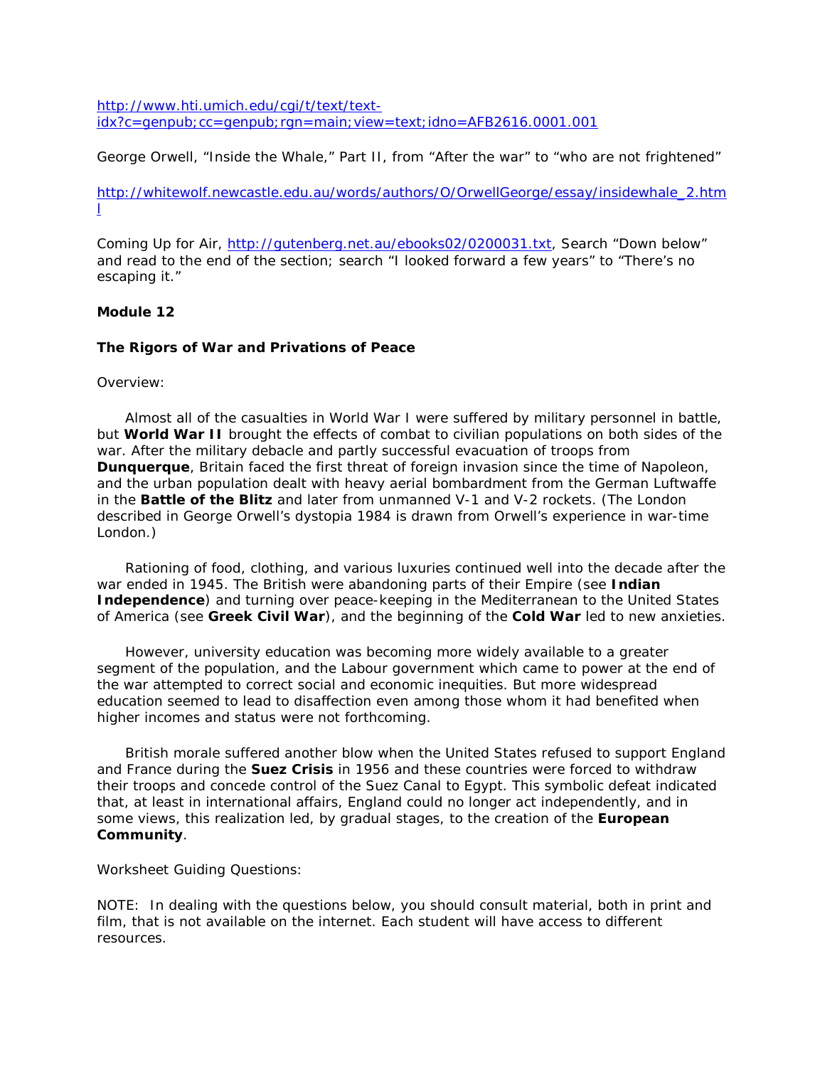http://www.hti.umich.edu/cgi/t/text/text-idx?c=genpub;cc=genpub;rgn=main;view=text;idno=AFB2616.0001.001

George Orwell, "Inside the Whale," Part II, from "After the war" to "who are not frightened"

http://whitewolf.newcastle.edu.au/words/authors/O/OrwellGeorge/essay/insidewhale_2.html

Coming Up for Air, http://gutenberg.net.au/ebooks02/0200031.txt, Search "Down below" and read to the end of the section; search "I looked forward a few years" to "There's no escaping it."

**Module 12**

**The Rigors of War and Privations of Peace**

Overview:

Almost all of the casualties in World War I were suffered by military personnel in battle, but **World War II** brought the effects of combat to civilian populations on both sides of the war. After the military debacle and partly successful evacuation of troops from **Dunquerque**, Britain faced the first threat of foreign invasion since the time of Napoleon, and the urban population dealt with heavy aerial bombardment from the German Luftwaffe in the **Battle of the Blitz** and later from unmanned V-1 and V-2 rockets. (The London described in George Orwell's dystopia 1984 is drawn from Orwell's experience in war-time London.)

Rationing of food, clothing, and various luxuries continued well into the decade after the war ended in 1945. The British were abandoning parts of their Empire (see **Indian Independence**) and turning over peace-keeping in the Mediterranean to the United States of America (see **Greek Civil War**), and the beginning of the **Cold War** led to new anxieties.

However, university education was becoming more widely available to a greater segment of the population, and the Labour government which came to power at the end of the war attempted to correct social and economic inequities. But more widespread education seemed to lead to disaffection even among those whom it had benefited when higher incomes and status were not forthcoming.

British morale suffered another blow when the United States refused to support England and France during the **Suez Crisis** in 1956 and these countries were forced to withdraw their troops and concede control of the Suez Canal to Egypt. This symbolic defeat indicated that, at least in international affairs, England could no longer act independently, and in some views, this realization led, by gradual stages, to the creation of the **European Community**.

Worksheet Guiding Questions:

NOTE: In dealing with the questions below, you should consult material, both in print and film, that is not available on the internet. Each student will have access to different resources.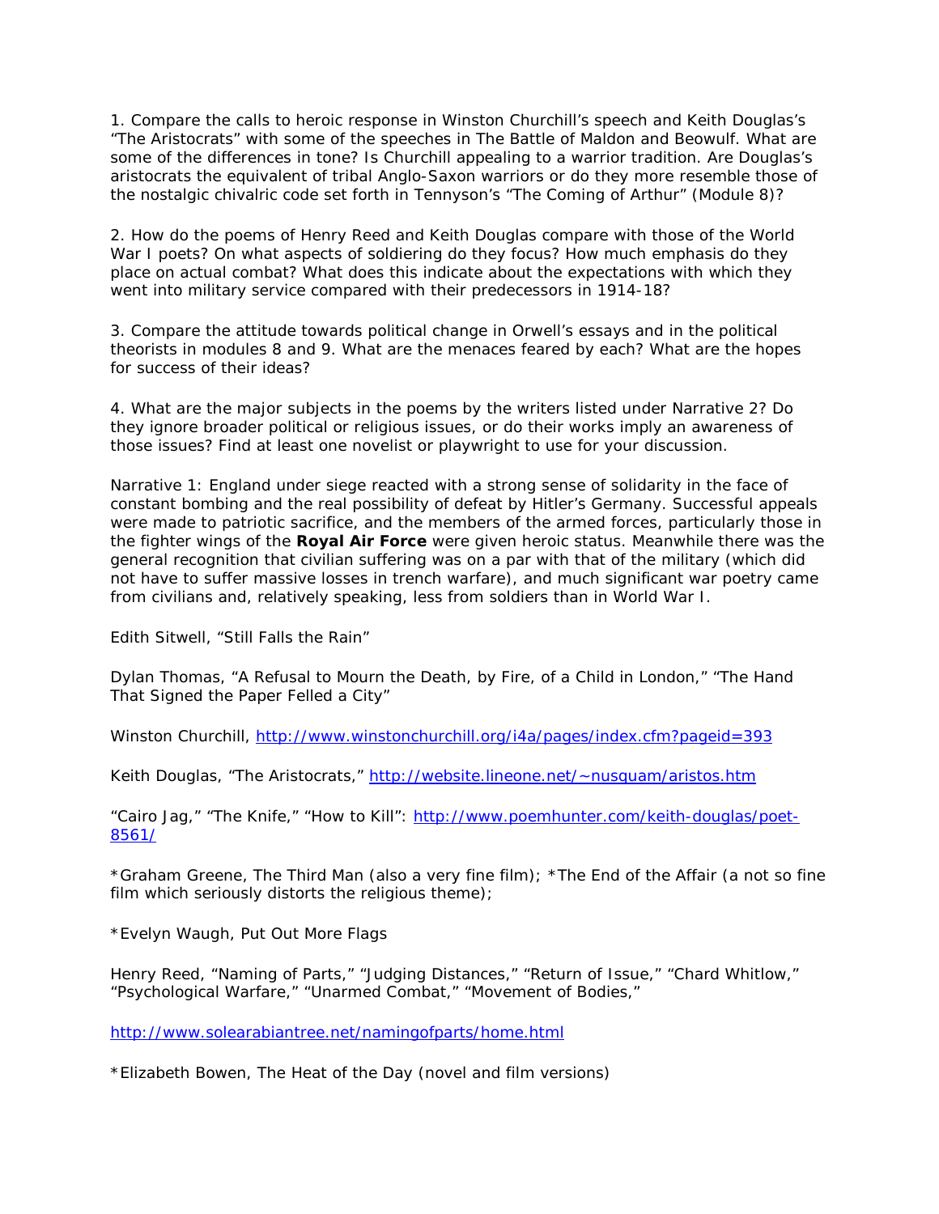1. Compare the calls to heroic response in Winston Churchill's speech and Keith Douglas's "The Aristocrats" with some of the speeches in The Battle of Maldon and Beowulf. What are some of the differences in tone? Is Churchill appealing to a warrior tradition. Are Douglas's aristocrats the equivalent of tribal Anglo-Saxon warriors or do they more resemble those of the nostalgic chivalric code set forth in Tennyson's "The Coming of Arthur" (Module 8)?

2. How do the poems of Henry Reed and Keith Douglas compare with those of the World War I poets? On what aspects of soldiering do they focus? How much emphasis do they place on actual combat? What does this indicate about the expectations with which they went into military service compared with their predecessors in 1914-18?

3. Compare the attitude towards political change in Orwell's essays and in the political theorists in modules 8 and 9. What are the menaces feared by each? What are the hopes for success of their ideas?

4. What are the major subjects in the poems by the writers listed under Narrative 2? Do they ignore broader political or religious issues, or do their works imply an awareness of those issues? Find at least one novelist or playwright to use for your discussion.

Narrative 1: England under siege reacted with a strong sense of solidarity in the face of constant bombing and the real possibility of defeat by Hitler's Germany. Successful appeals were made to patriotic sacrifice, and the members of the armed forces, particularly those in the fighter wings of the **Royal Air Force** were given heroic status. Meanwhile there was the general recognition that civilian suffering was on a par with that of the military (which did not have to suffer massive losses in trench warfare), and much significant war poetry came from civilians and, relatively speaking, less from soldiers than in World War I.

Edith Sitwell, "Still Falls the Rain"

Dylan Thomas, "A Refusal to Mourn the Death, by Fire, of a Child in London," "The Hand That Signed the Paper Felled a City"

Winston Churchill, http://www.winstonchurchill.org/i4a/pages/index.cfm?pageid=393

Keith Douglas, "The Aristocrats," http://website.lineone.net/~nusquam/aristos.htm

"Cairo Jag," "The Knife," "How to Kill": http://www.poemhunter.com/keith-douglas/poet-8561/

*Graham Greene, The Third Man (also a very fine film); *The End of the Affair (a not so fine film which seriously distorts the religious theme);

*Evelyn Waugh, Put Out More Flags

Henry Reed, "Naming of Parts," "Judging Distances," "Return of Issue," "Chard Whitlow," "Psychological Warfare," "Unarmed Combat," "Movement of Bodies,"

http://www.solearabiantree.net/namingofparts/home.html

*Elizabeth Bowen, The Heat of the Day (novel and film versions)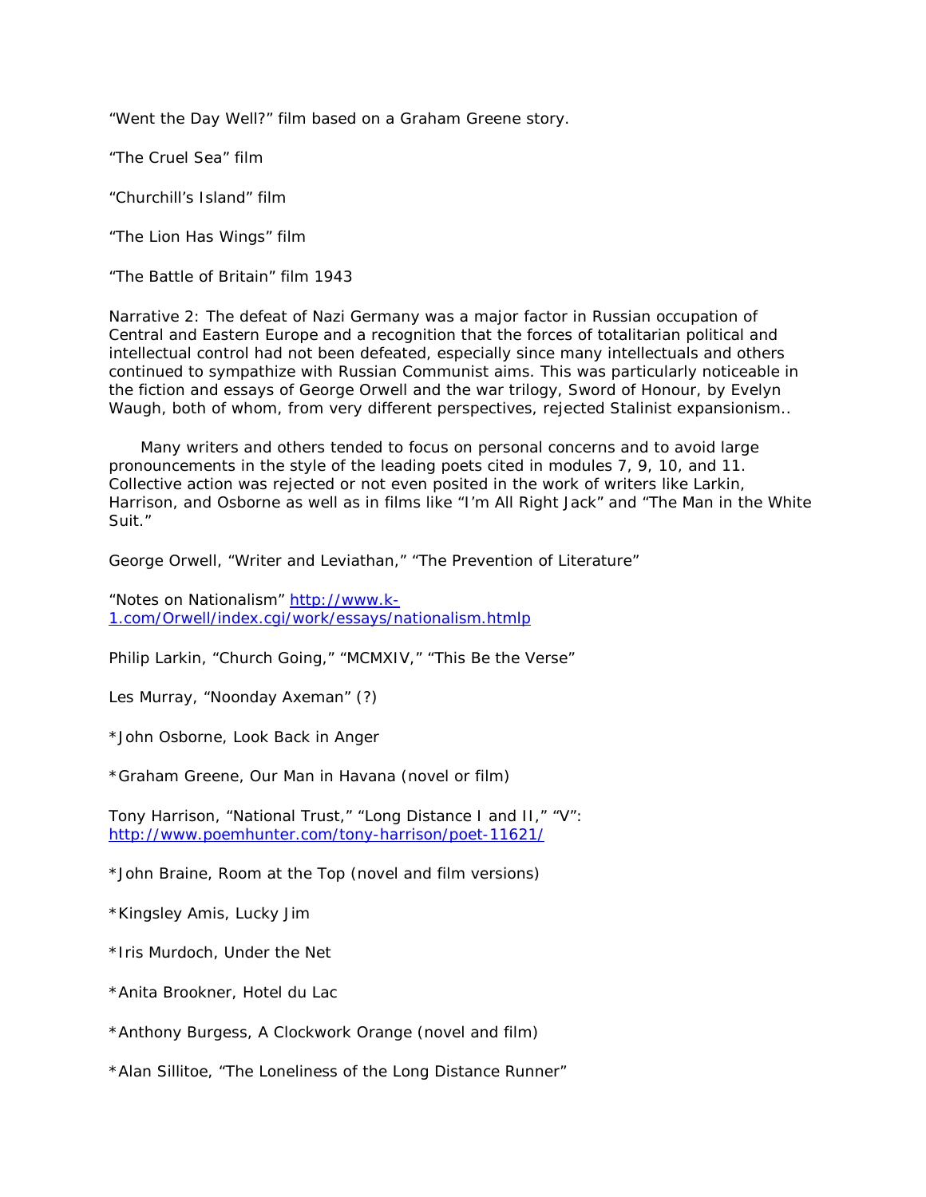“Went the Day Well?” film based on a Graham Greene story.

“The Cruel Sea” film

“Churchill’s Island” film

“The Lion Has Wings” film

“The Battle of Britain” film 1943

Narrative 2: The defeat of Nazi Germany was a major factor in Russian occupation of Central and Eastern Europe and a recognition that the forces of totalitarian political and intellectual control had not been defeated, especially since many intellectuals and others continued to sympathize with Russian Communist aims. This was particularly noticeable in the fiction and essays of George Orwell and the war trilogy, Sword of Honour, by Evelyn Waugh, both of whom, from very different perspectives, rejected Stalinist expansionism..

Many writers and others tended to focus on personal concerns and to avoid large pronouncements in the style of the leading poets cited in modules 7, 9, 10, and 11. Collective action was rejected or not even posited in the work of writers like Larkin, Harrison, and Osborne as well as in films like “I’m All Right Jack” and “The Man in the White Suit.”

George Orwell, “Writer and Leviathan,” “The Prevention of Literature”

“Notes on Nationalism” [http://www.k-1.com/Orwell/index.cgi/work/essays/nationalism.htmlp](http://www.k-1.com/Orwell/index.cgi/work/essays/nationalism.htmlp)

Philip Larkin, “Church Going,” “MCMXIV,” “This Be the Verse”

Les Murray, “Noonday Axeman” (?)

*John Osborne, Look Back in Anger

*Graham Greene, Our Man in Havana (novel or film)

Tony Harrison, “National Trust,” “Long Distance I and II,” “V”: [http://www.poemhunter.com/tony-harrison/poet-11621/](http://www.poemhunter.com/tony-harrison/poet-11621/)

*John Braine, Room at the Top (novel and film versions)

*Kingsley Amis, Lucky Jim

*Iris Murdoch, Under the Net

*Anita Brookner, Hotel du Lac

*Anthony Burgess, A Clockwork Orange (novel and film)

*Alan Sillitoe, “The Loneliness of the Long Distance Runner”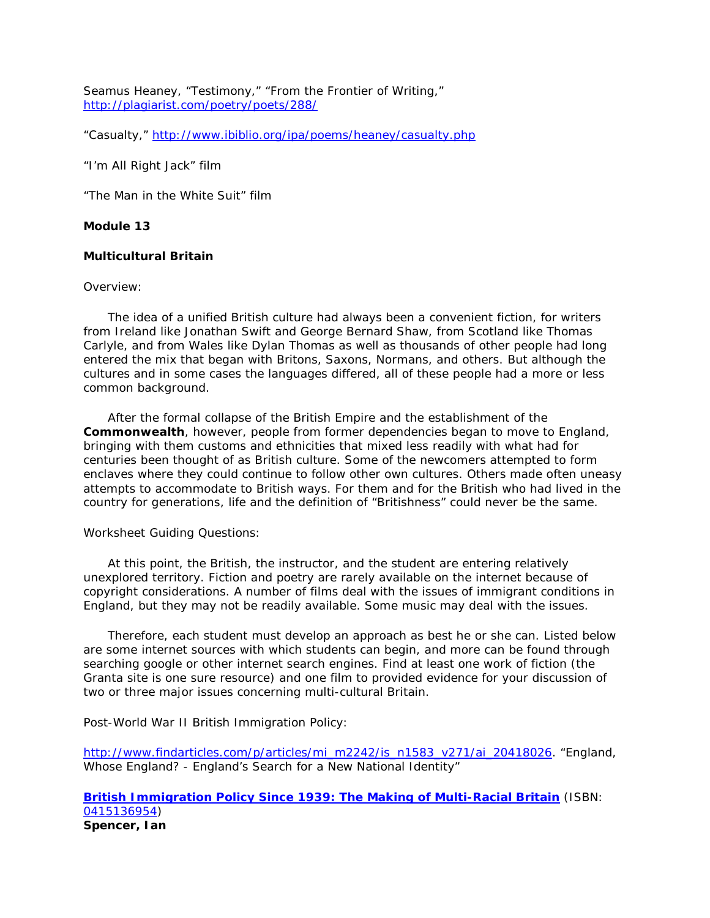Seamus Heaney, “Testimony,” “From the Frontier of Writing,” http://plagiarist.com/poetry/poets/288/

“Casualty,” http://www.ibiblio.org/ipa/poems/heaney/casualty.php

“I’m All Right Jack” film

“The Man in the White Suit” film

**Module 13**

**Multicultural Britain**

Overview:

The idea of a unified British culture had always been a convenient fiction, for writers from Ireland like Jonathan Swift and George Bernard Shaw, from Scotland like Thomas Carlyle, and from Wales like Dylan Thomas as well as thousands of other people had long entered the mix that began with Britons, Saxons, Normans, and others. But although the cultures and in some cases the languages differed, all of these people had a more or less common background.

After the formal collapse of the British Empire and the establishment of the **Commonwealth**, however, people from former dependencies began to move to England, bringing with them customs and ethnicities that mixed less readily with what had for centuries been thought of as British culture. Some of the newcomers attempted to form enclaves where they could continue to follow other own cultures. Others made often uneasy attempts to accommodate to British ways. For them and for the British who had lived in the country for generations, life and the definition of “Britishness” could never be the same.

Worksheet Guiding Questions:

At this point, the British, the instructor, and the student are entering relatively unexplored territory. Fiction and poetry are rarely available on the internet because of copyright considerations. A number of films deal with the issues of immigrant conditions in England, but they may not be readily available. Some music may deal with the issues.

Therefore, each student must develop an approach as best he or she can. Listed below are some internet sources with which students can begin, and more can be found through searching google or other internet search engines. Find at least one work of fiction (the Granta site is one sure resource) and one film to provided evidence for your discussion of two or three major issues concerning multi-cultural Britain.

Post-World War II British Immigration Policy:

http://www.findarticles.com/p/articles/mi_m2242/is_n1583_v271/ai_20418026. “England, Whose England? - England’s Search for a New National Identity”

**British Immigration Policy Since 1939: The Making of Multi-Racial Britain** (ISBN: 0415136954)
**Spencer, Ian**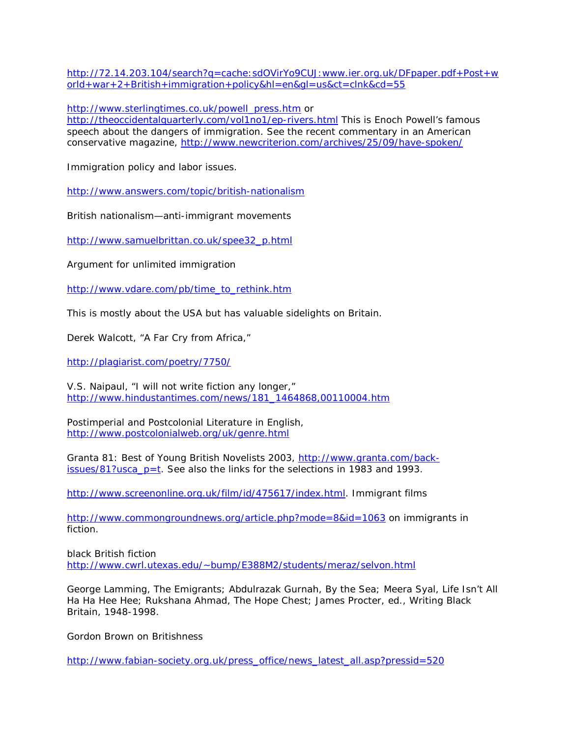http://72.14.203.104/search?q=cache:sdOVirYo9CUJ:www.ier.org.uk/DFpaper.pdf+Post+world+war+2+British+immigration+policy&hl=en&gl=us&ct=clnk&cd=55

http://www.sterlingtimes.co.uk/powell_press.htm or http://theoccidentalquarterly.com/vol1no1/ep-rivers.html This is Enoch Powell's famous speech about the dangers of immigration. See the recent commentary in an American conservative magazine, http://www.newcriterion.com/archives/25/09/have-spoken/

Immigration policy and labor issues.

http://www.answers.com/topic/british-nationalism

British nationalism—anti-immigrant movements

http://www.samuelbrittan.co.uk/spee32_p.html

Argument for unlimited immigration

http://www.vdare.com/pb/time_to_rethink.htm

This is mostly about the USA but has valuable sidelights on Britain.

Derek Walcott, "A Far Cry from Africa,"

http://plagiarist.com/poetry/7750/

V.S. Naipaul, "I will not write fiction any longer," http://www.hindustantimes.com/news/181_1464868,00110004.htm

Postimperial and Postcolonial Literature in English, http://www.postcolonialweb.org/uk/genre.html

Granta 81: Best of Young British Novelists 2003, http://www.granta.com/back-issues/81?usca_p=t. See also the links for the selections in 1983 and 1993.

http://www.screenonline.org.uk/film/id/475617/index.html. Immigrant films

http://www.commongroundnews.org/article.php?mode=8&id=1063 on immigrants in fiction.

black British fiction
http://www.cwrl.utexas.edu/~bump/E388M2/students/meraz/selvon.html

George Lamming, The Emigrants; Abdulrazak Gurnah, By the Sea; Meera Syal, Life Isn't All Ha Ha Hee Hee; Rukshana Ahmad, The Hope Chest; James Procter, ed., Writing Black Britain, 1948-1998.

Gordon Brown on Britishness

http://www.fabian-society.org.uk/press_office/news_latest_all.asp?pressid=520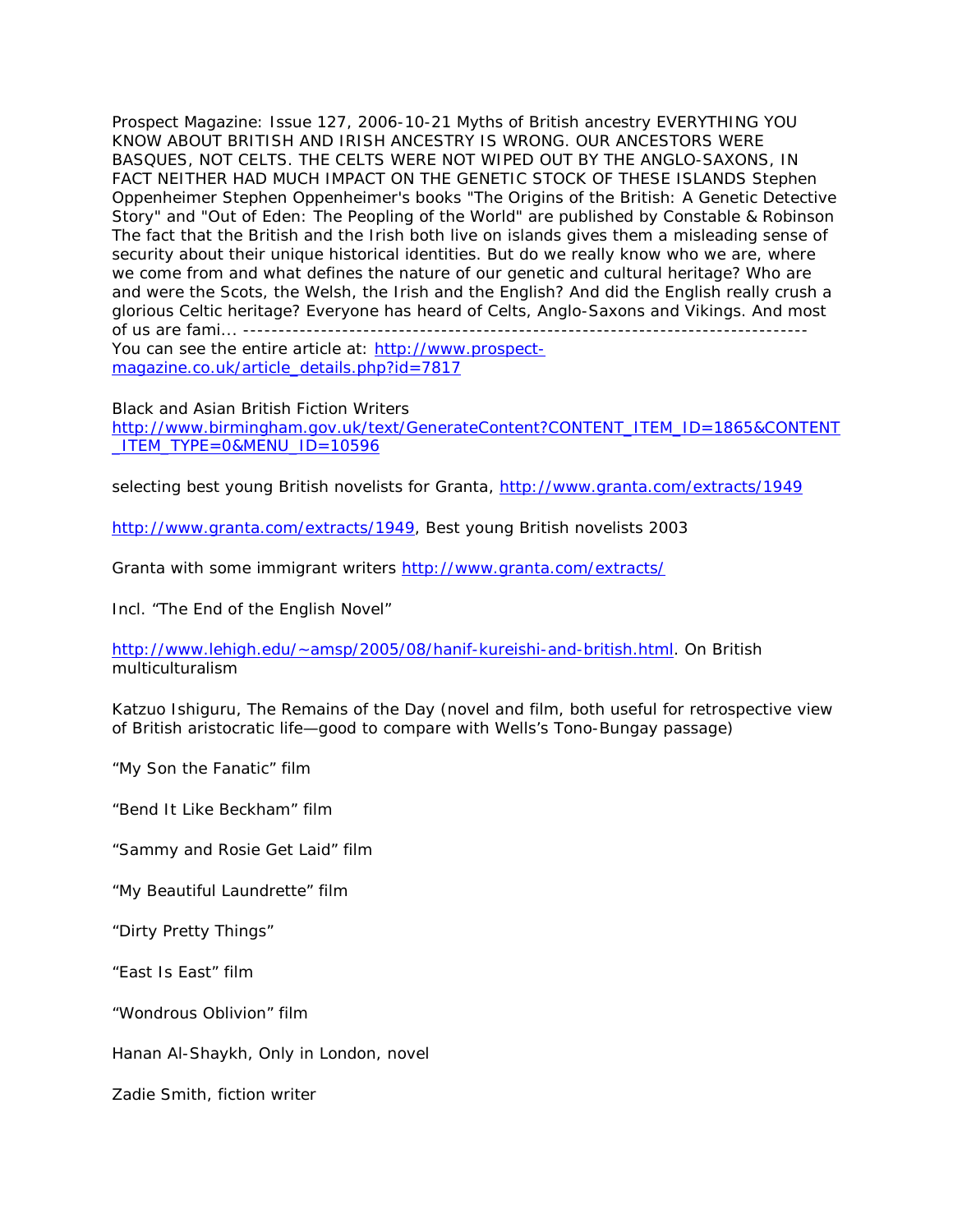Prospect Magazine: Issue 127, 2006-10-21 Myths of British ancestry EVERYTHING YOU KNOW ABOUT BRITISH AND IRISH ANCESTRY IS WRONG. OUR ANCESTORS WERE BASQUES, NOT CELTS. THE CELTS WERE NOT WIPED OUT BY THE ANGLO-SAXONS, IN FACT NEITHER HAD MUCH IMPACT ON THE GENETIC STOCK OF THESE ISLANDS Stephen Oppenheimer Stephen Oppenheimer's books "The Origins of the British: A Genetic Detective Story" and "Out of Eden: The Peopling of the World" are published by Constable & Robinson The fact that the British and the Irish both live on islands gives them a misleading sense of security about their unique historical identities. But do we really know who we are, where we come from and what defines the nature of our genetic and cultural heritage? Who are and were the Scots, the Welsh, the Irish and the English? And did the English really crush a glorious Celtic heritage? Everyone has heard of Celts, Anglo-Saxons and Vikings. And most of us are fami... --------------------------------------------------------------------------------
You can see the entire article at: [http://www.prospect-magazine.co.uk/article_details.php?id=7817](http://www.prospect-magazine.co.uk/article_details.php?id=7817)

Black and Asian British Fiction Writers
[http://www.birmingham.gov.uk/text/GenerateContent?CONTENT_ITEM_ID=1865&CONTENT_ITEM_TYPE=0&MENU_ID=10596](http://www.birmingham.gov.uk/text/GenerateContent?CONTENT_ITEM_ID=1865&CONTENT_ITEM_TYPE=0&MENU_ID=10596)

selecting best young British novelists for Granta, [http://www.granta.com/extracts/1949](http://www.granta.com/extracts/1949)

[http://www.granta.com/extracts/1949](http://www.granta.com/extracts/1949), Best young British novelists 2003

Granta with some immigrant writers [http://www.granta.com/extracts/](http://www.granta.com/extracts/)

Incl. "The End of the English Novel"

[http://www.lehigh.edu/~amsp/2005/08/hanif-kureishi-and-british.html](http://www.lehigh.edu/~amsp/2005/08/hanif-kureishi-and-british.html). On British multiculturalism

Katzuo Ishiguru, The Remains of the Day (novel and film, both useful for retrospective view of British aristocratic life—good to compare with Wells's Tono-Bungay passage)

"My Son the Fanatic" film

"Bend It Like Beckham" film

"Sammy and Rosie Get Laid" film

"My Beautiful Laundrette" film

"Dirty Pretty Things"

"East Is East" film

"Wondrous Oblivion" film

Hanan Al-Shaykh, Only in London, novel

Zadie Smith, fiction writer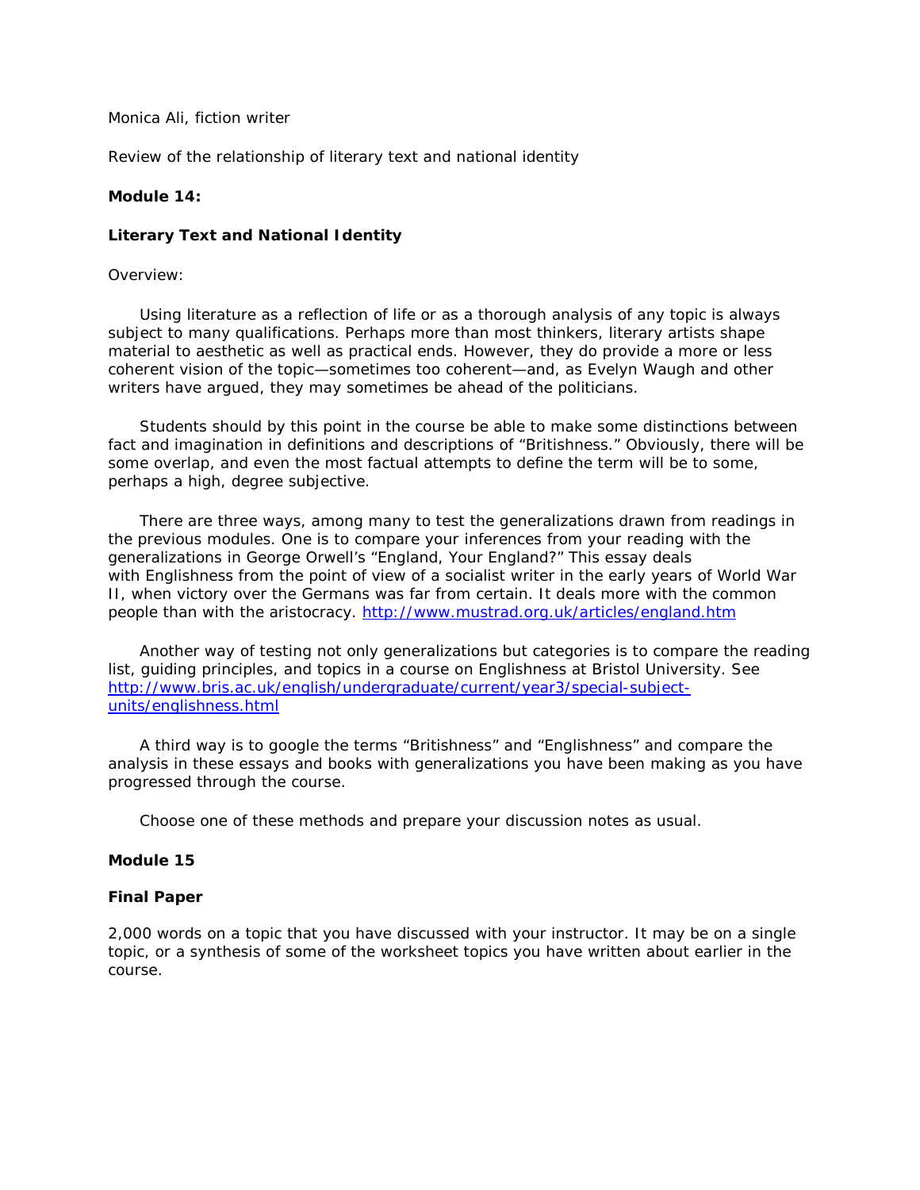Monica Ali, fiction writer

Review of the relationship of literary text and national identity

## Module 14:

### Literary Text and National Identity

Overview:

Using literature as a reflection of life or as a thorough analysis of any topic is always subject to many qualifications. Perhaps more than most thinkers, literary artists shape material to aesthetic as well as practical ends. However, they do provide a more or less coherent vision of the topic—sometimes too coherent—and, as Evelyn Waugh and other writers have argued, they may sometimes be ahead of the politicians.

Students should by this point in the course be able to make some distinctions between fact and imagination in definitions and descriptions of "Britishness." Obviously, there will be some overlap, and even the most factual attempts to define the term will be to some, perhaps a high, degree subjective.

There are three ways, among many to test the generalizations drawn from readings in the previous modules. One is to compare your inferences from your reading with the generalizations in George Orwell's "England, Your England?" This essay deals with Englishness from the point of view of a socialist writer in the early years of World War II, when victory over the Germans was far from certain. It deals more with the common people than with the aristocracy. http://www.mustrad.org.uk/articles/england.htm

Another way of testing not only generalizations but categories is to compare the reading list, guiding principles, and topics in a course on Englishness at Bristol University. See http://www.bris.ac.uk/english/undergraduate/current/year3/special-subject-units/englishness.html

A third way is to google the terms "Britishness" and "Englishness" and compare the analysis in these essays and books with generalizations you have been making as you have progressed through the course.

Choose one of these methods and prepare your discussion notes as usual.

## Module 15

### Final Paper

2,000 words on a topic that you have discussed with your instructor. It may be on a single topic, or a synthesis of some of the worksheet topics you have written about earlier in the course.